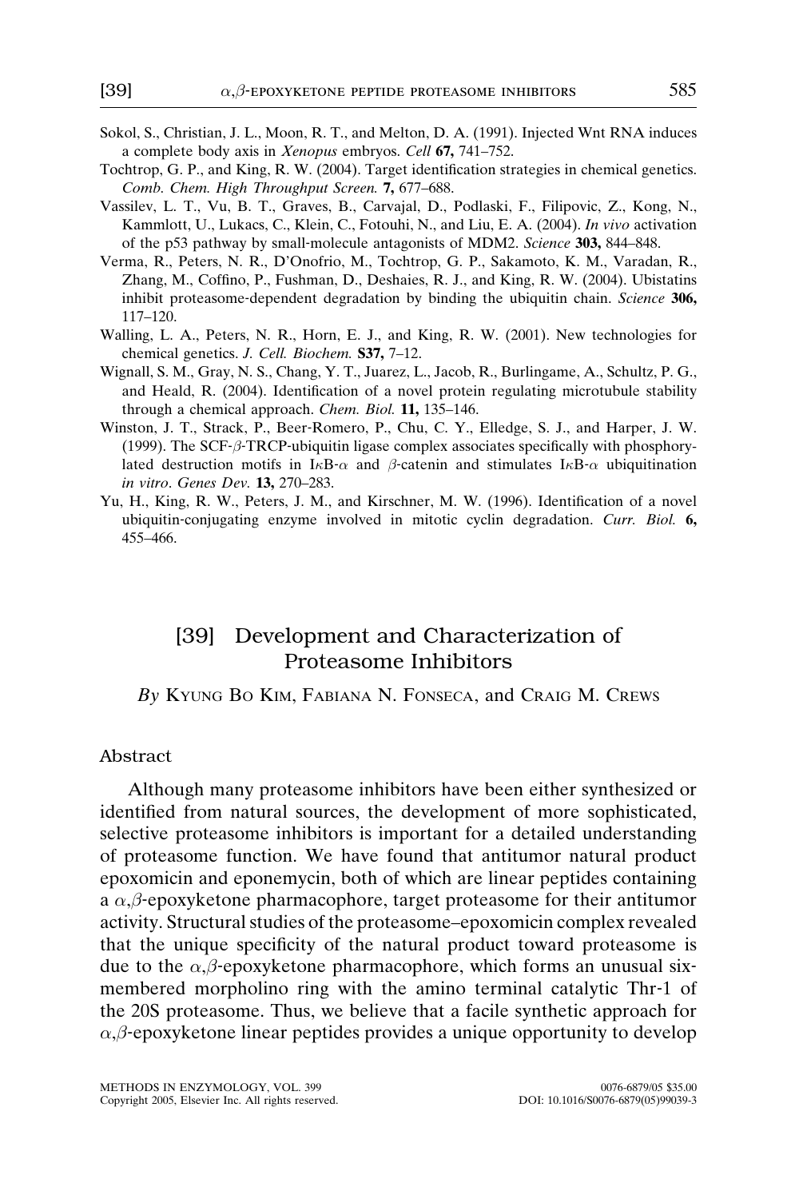Sokol, S., Christian, J. L., Moon, R. T., and Melton, D. A. (1991). Injected Wnt RNA induces a complete body axis in *Xenopus* embryos. *Cell* **67,** 741–752.

Tochtrop, G. P., and King, R. W. (2004). Target identification strategies in chemical genetics. *Comb. Chem. High Throughput Screen.* **7,** 677–688.

Vassilev, L. T., Vu, B. T., Graves, B., Carvajal, D., Podlaski, F., Filipovic, Z., Kong, N., Kammlott, U., Lukacs, C., Klein, C., Fotouhi, N., and Liu, E. A. (2004). *In vivo* activation of the p53 pathway by small-molecule antagonists of MDM2. *Science* **303,** 844–848.

Verma, R., Peters, N. R., D'Onofrio, M., Tochtrop, G. P., Sakamoto, K. M., Varadan, R., Zhang, M., Coffino, P., Fushman, D., Deshaies, R. J., and King, R. W. (2004). Ubistatins inhibit proteasome-dependent degradation by binding the ubiquitin chain. *Science* **306,** 117–120.

Walling, L. A., Peters, N. R., Horn, E. J., and King, R. W. (2001). New technologies for chemical genetics. *J. Cell. Biochem.* **S37,** 7–12.

Wignall, S. M., Gray, N. S., Chang, Y. T., Juarez, L., Jacob, R., Burlingame, A., Schultz, P. G., and Heald, R. (2004). Identification of a novel protein regulating microtubule stability through a chemical approach. *Chem. Biol.* **11,** 135–146.

Winston, J. T., Strack, P., Beer-Romero, P., Chu, C. Y., Elledge, S. J., and Harper, J. W. (1999). The SCF-$\beta$-TRCP-ubiquitin ligase complex associates specifically with phosphorylated destruction motifs in I$\kappa$B-$\alpha$ and $\beta$-catenin and stimulates I$\kappa$B-$\alpha$ ubiquitination *in vitro*. *Genes Dev.* **13,** 270–283.

Yu, H., King, R. W., Peters, J. M., and Kirschner, M. W. (1996). Identification of a novel ubiquitin-conjugating enzyme involved in mitotic cyclin degradation. *Curr. Biol.* **6,** 455–466.

# [39] Development and Characterization of Proteasome Inhibitors

*By* Kyung Bo Kim, Fabiana N. Fonseca, and Craig M. Crews

## Abstract

Although many proteasome inhibitors have been either synthesized or identified from natural sources, the development of more sophisticated, selective proteasome inhibitors is important for a detailed understanding of proteasome function. We have found that antitumor natural product epoxomicin and eponemycin, both of which are linear peptides containing a $\alpha,\beta$-epoxyketone pharmacophore, target proteasome for their antitumor activity. Structural studies of the proteasome–epoxomicin complex revealed that the unique specificity of the natural product toward proteasome is due to the $\alpha,\beta$-epoxyketone pharmacophore, which forms an unusual six-membered morpholino ring with the amino terminal catalytic Thr-1 of the 20S proteasome. Thus, we believe that a facile synthetic approach for $\alpha,\beta$-epoxyketone linear peptides provides a unique opportunity to develop

METHODS IN ENZYMOLOGY, VOL. 399 0076-6879/05 $35.00
Copyright 2005, Elsevier Inc. All rights reserved. DOI: 10.1016/S0076-6879(05)99039-3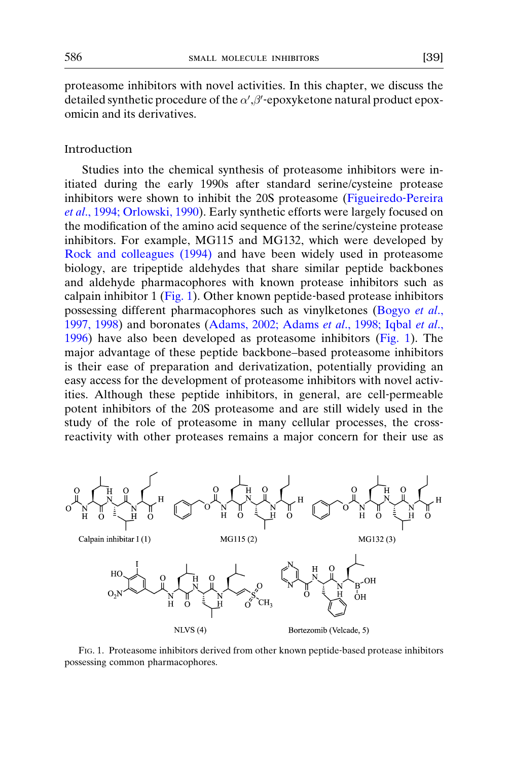proteasome inhibitors with novel activities. In this chapter, we discuss the detailed synthetic procedure of the $\alpha',\beta'$-epoxyketone natural product epoxomicin and its derivatives.

## Introduction

Studies into the chemical synthesis of proteasome inhibitors were initiated during the early 1990s after standard serine/cysteine protease inhibitors were shown to inhibit the 20S proteasome (Figueiredo-Pereira *et al*., 1994; Orlowski, 1990). Early synthetic efforts were largely focused on the modification of the amino acid sequence of the serine/cysteine protease inhibitors. For example, MG115 and MG132, which were developed by Rock and colleagues (1994) and have been widely used in proteasome biology, are tripeptide aldehydes that share similar peptide backbones and aldehyde pharmacophores with known protease inhibitors such as calpain inhibitor 1 (Fig. 1). Other known peptide-based protease inhibitors possessing different pharmacophores such as vinylketones (Bogyo *et al*., 1997, 1998) and boronates (Adams, 2002; Adams *et al*., 1998; Iqbal *et al*., 1996) have also been developed as proteasome inhibitors (Fig. 1). The major advantage of these peptide backbone–based proteasome inhibitors is their ease of preparation and derivatization, potentially providing an easy access for the development of proteasome inhibitors with novel activities. Although these peptide inhibitors, in general, are cell-permeable potent inhibitors of the 20S proteasome and are still widely used in the study of the role of proteasome in many cellular processes, the cross-reactivity with other proteases remains a major concern for their use as

Calpain inhibitar I (1) MG115 (2) MG132 (3)

NLVS (4) Bortezomib (Velcade, 5)

FIG. 1. Proteasome inhibitors derived from other known peptide-based protease inhibitors possessing common pharmacophores.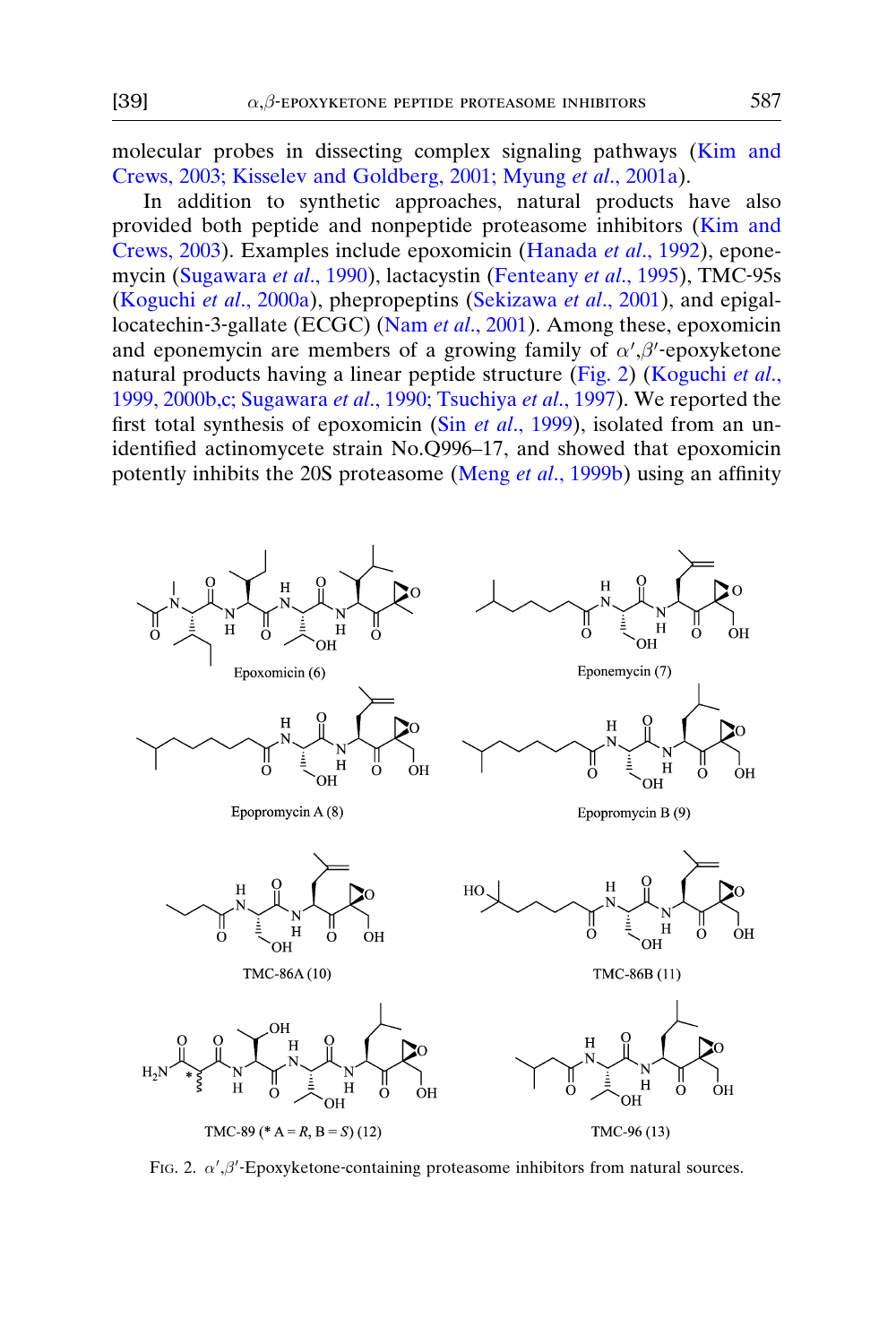molecular probes in dissecting complex signaling pathways (Kim and Crews, 2003; Kisselev and Goldberg, 2001; Myung *et al*., 2001a).

In addition to synthetic approaches, natural products have also provided both peptide and nonpeptide proteasome inhibitors (Kim and Crews, 2003). Examples include epoxomicin (Hanada *et al*., 1992), eponemycin (Sugawara *et al*., 1990), lactacystin (Fenteany *et al*., 1995), TMC-95s (Koguchi *et al*., 2000a), phepropeptins (Sekizawa *et al*., 2001), and epigallocatechin-3-gallate (ECGC) (Nam *et al*., 2001). Among these, epoxomicin and eponemycin are members of a growing family of $\alpha',\beta'$-epoxyketone natural products having a linear peptide structure (Fig. 2) (Koguchi *et al*., 1999, 2000b,c; Sugawara *et al*., 1990; Tsuchiya *et al*., 1997). We reported the first total synthesis of epoxomicin (Sin *et al*., 1999), isolated from an unidentified actinomycete strain No.Q996–17, and showed that epoxomicin potently inhibits the 20S proteasome (Meng *et al*., 1999b) using an affinity

Epoxomicin (6)

Eponemycin (7)

Epopromycin A (8)

Epopromycin B (9)

TMC-86A (10)

TMC-86B (11)

TMC-89 (* A = *R*, B = *S*) (12)

TMC-96 (13)

FIG. 2. $\alpha',\beta'$-Epoxyketone-containing proteasome inhibitors from natural sources.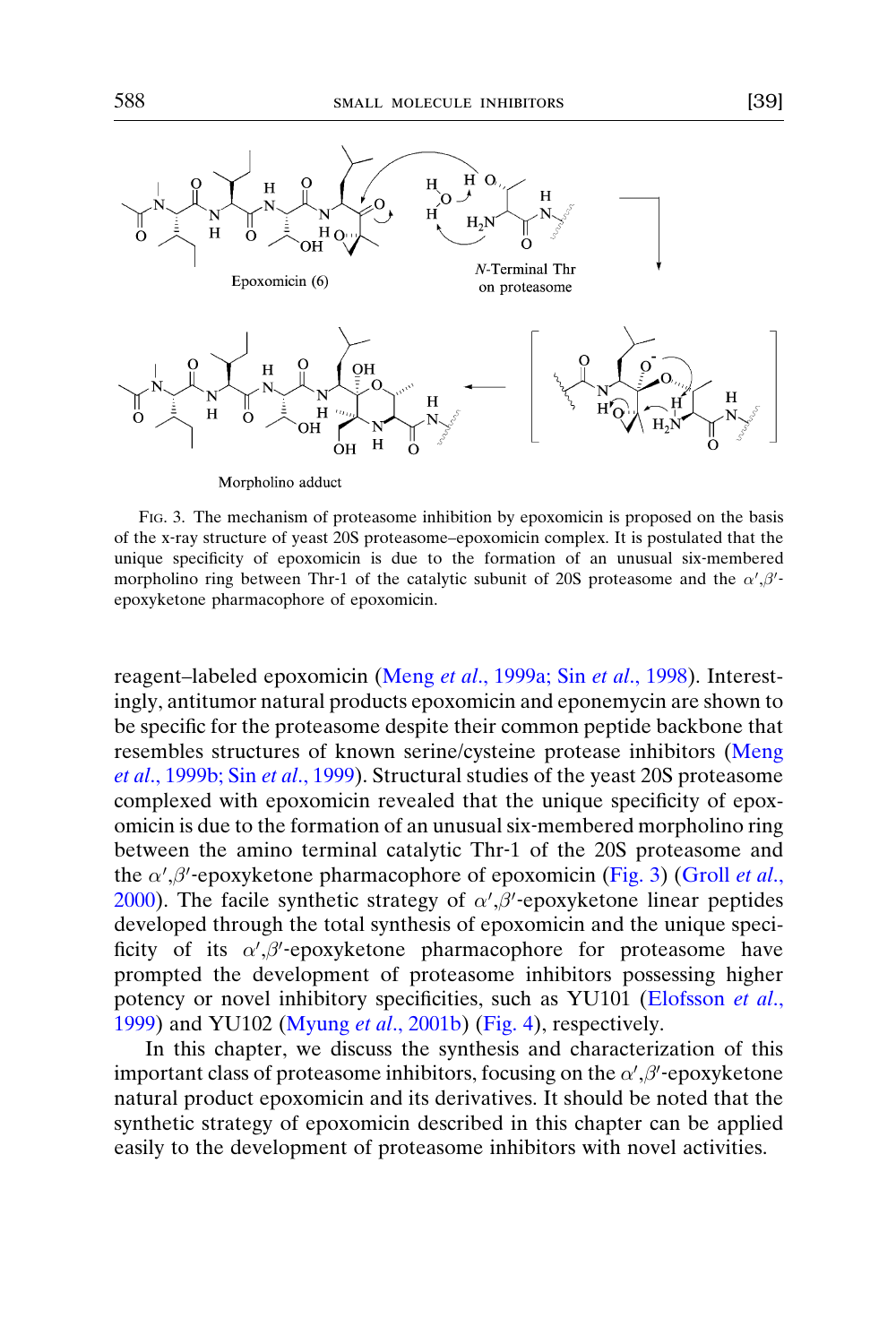FIG. 3. The mechanism of proteasome inhibition by epoxomicin is proposed on the basis of the x-ray structure of yeast 20S proteasome–epoxomicin complex. It is postulated that the unique specificity of epoxomicin is due to the formation of an unusual six-membered morpholino ring between Thr-1 of the catalytic subunit of 20S proteasome and the $\alpha',\beta'$-epoxyketone pharmacophore of epoxomicin.

reagent–labeled epoxomicin (Meng *et al.*, 1999a; Sin *et al.*, 1998). Interestingly, antitumor natural products epoxomicin and eponemycin are shown to be specific for the proteasome despite their common peptide backbone that resembles structures of known serine/cysteine protease inhibitors (Meng *et al.*, 1999b; Sin *et al.*, 1999). Structural studies of the yeast 20S proteasome complexed with epoxomicin revealed that the unique specificity of epoxomicin is due to the formation of an unusual six-membered morpholino ring between the amino terminal catalytic Thr-1 of the 20S proteasome and the $\alpha',\beta'$-epoxyketone pharmacophore of epoxomicin (Fig. 3) (Groll *et al.*, 2000). The facile synthetic strategy of $\alpha',\beta'$-epoxyketone linear peptides developed through the total synthesis of epoxomicin and the unique specificity of its $\alpha',\beta'$-epoxyketone pharmacophore for proteasome have prompted the development of proteasome inhibitors possessing higher potency or novel inhibitory specificities, such as YU101 (Elofsson *et al.*, 1999) and YU102 (Myung *et al.*, 2001b) (Fig. 4), respectively.

In this chapter, we discuss the synthesis and characterization of this important class of proteasome inhibitors, focusing on the $\alpha',\beta'$-epoxyketone natural product epoxomicin and its derivatives. It should be noted that the synthetic strategy of epoxomicin described in this chapter can be applied easily to the development of proteasome inhibitors with novel activities.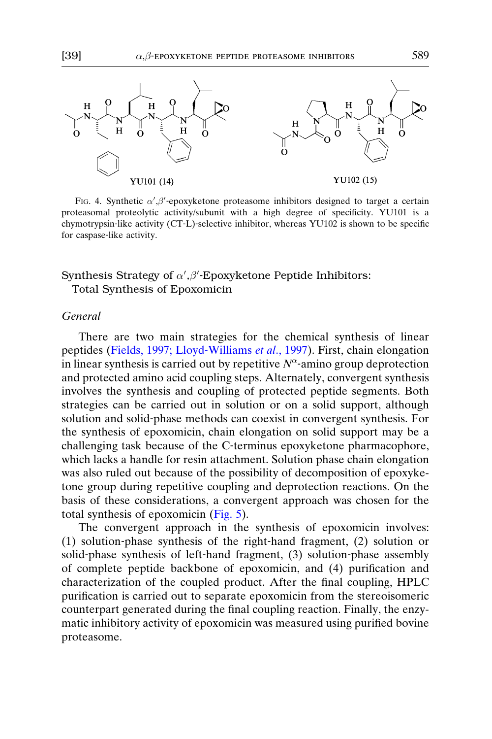YU101 (14)

YU102 (15)

FIG. 4. Synthetic $\alpha',\beta'$-epoxyketone proteasome inhibitors designed to target a certain proteasomal proteolytic activity/subunit with a high degree of specificity. YU101 is a chymotrypsin-like activity (CT-L)-selective inhibitor, whereas YU102 is shown to be specific for caspase-like activity.

## Synthesis Strategy of $\alpha',\beta'$-Epoxyketone Peptide Inhibitors: Total Synthesis of Epoxomicin

### *General*

There are two main strategies for the chemical synthesis of linear peptides (Fields, 1997; Lloyd-Williams *et al.*, 1997). First, chain elongation in linear synthesis is carried out by repetitive $N^{\alpha}$-amino group deprotection and protected amino acid coupling steps. Alternately, convergent synthesis involves the synthesis and coupling of protected peptide segments. Both strategies can be carried out in solution or on a solid support, although solution and solid-phase methods can coexist in convergent synthesis. For the synthesis of epoxomicin, chain elongation on solid support may be a challenging task because of the C-terminus epoxyketone pharmacophore, which lacks a handle for resin attachment. Solution phase chain elongation was also ruled out because of the possibility of decomposition of epoxyketone group during repetitive coupling and deprotection reactions. On the basis of these considerations, a convergent approach was chosen for the total synthesis of epoxomicin (Fig. 5).

The convergent approach in the synthesis of epoxomicin involves: (1) solution-phase synthesis of the right-hand fragment, (2) solution or solid-phase synthesis of left-hand fragment, (3) solution-phase assembly of complete peptide backbone of epoxomicin, and (4) purification and characterization of the coupled product. After the final coupling, HPLC purification is carried out to separate epoxomicin from the stereoisomeric counterpart generated during the final coupling reaction. Finally, the enzymatic inhibitory activity of epoxomicin was measured using purified bovine proteasome.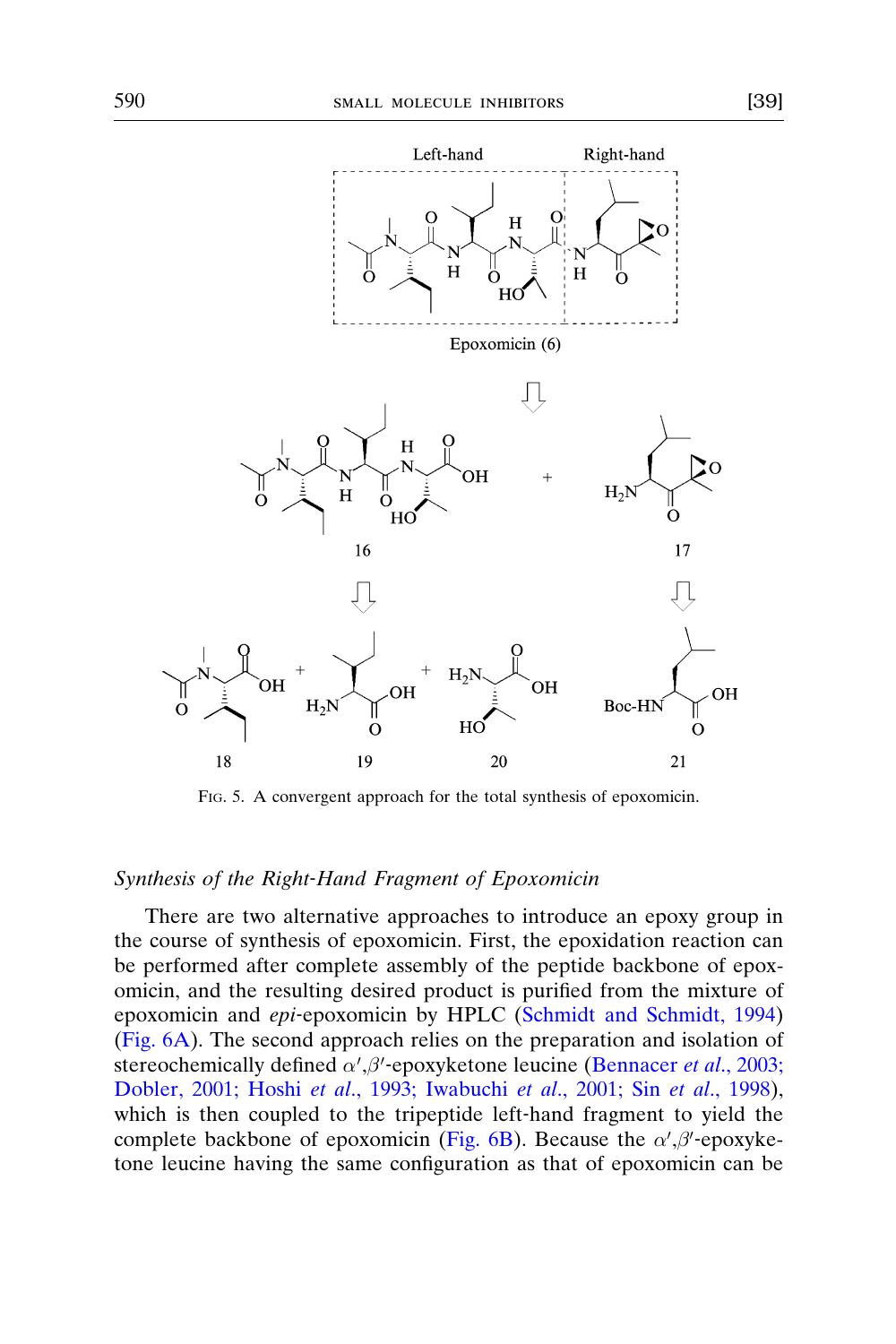Fig. 5. A convergent approach for the total synthesis of epoxomicin.

### *Synthesis of the Right-Hand Fragment of Epoxomicin*

There are two alternative approaches to introduce an epoxy group in the course of synthesis of epoxomicin. First, the epoxidation reaction can be performed after complete assembly of the peptide backbone of epoxomicin, and the resulting desired product is purified from the mixture of epoxomicin and *epi*-epoxomicin by HPLC (Schmidt and Schmidt, 1994) (Fig. 6A). The second approach relies on the preparation and isolation of stereochemically defined $\alpha',\beta'$-epoxyketone leucine (Bennacer *et al.*, 2003; Dobler, 2001; Hoshi *et al.*, 1993; Iwabuchi *et al.*, 2001; Sin *et al.*, 1998), which is then coupled to the tripeptide left-hand fragment to yield the complete backbone of epoxomicin (Fig. 6B). Because the $\alpha',\beta'$-epoxyketone leucine having the same configuration as that of epoxomicin can be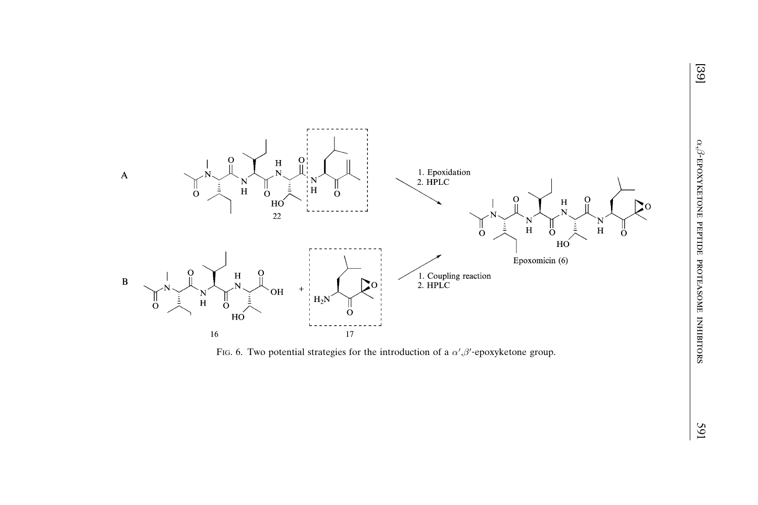A

1. Epoxidation
2. HPLC

22

B

1. Coupling reaction
2. HPLC

16

17

Epoxomicin (6)

Fig. 6. Two potential strategies for the introduction of a $\alpha',\beta'$-epoxyketone group.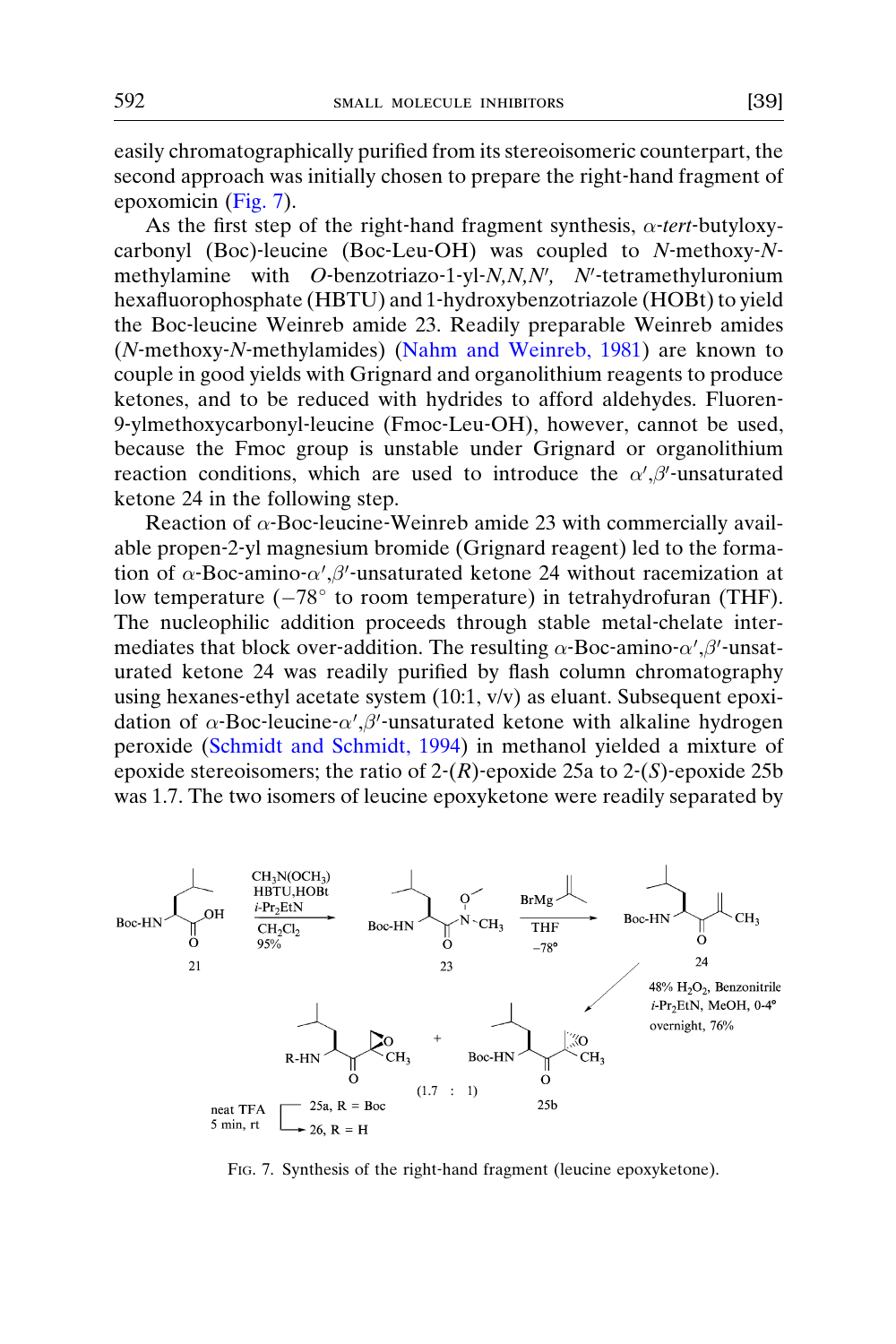easily chromatographically purified from its stereoisomeric counterpart, the second approach was initially chosen to prepare the right-hand fragment of epoxomicin (Fig. 7).

As the first step of the right-hand fragment synthesis, $\alpha$-*tert*-butyloxycarbonyl (Boc)-leucine (Boc-Leu-OH) was coupled to *N*-methoxy-*N*-methylamine with *O*-benzotriazo-1-yl-*N,N,N′, N′*-tetramethyluronium hexafluorophosphate (HBTU) and 1-hydroxybenzotriazole (HOBt) to yield the Boc-leucine Weinreb amide 23. Readily preparable Weinreb amides (*N*-methoxy-*N*-methylamides) (Nahm and Weinreb, 1981) are known to couple in good yields with Grignard and organolithium reagents to produce ketones, and to be reduced with hydrides to afford aldehydes. Fluoren-9-ylmethoxycarbonyl-leucine (Fmoc-Leu-OH), however, cannot be used, because the Fmoc group is unstable under Grignard or organolithium reaction conditions, which are used to introduce the $\alpha',\beta'$-unsaturated ketone 24 in the following step.

Reaction of $\alpha$-Boc-leucine-Weinreb amide 23 with commercially available propen-2-yl magnesium bromide (Grignard reagent) led to the formation of $\alpha$-Boc-amino-$\alpha',\beta'$-unsaturated ketone 24 without racemization at low temperature ($-78^\circ$ to room temperature) in tetrahydrofuran (THF). The nucleophilic addition proceeds through stable metal-chelate intermediates that block over-addition. The resulting $\alpha$-Boc-amino-$\alpha',\beta'$-unsaturated ketone 24 was readily purified by flash column chromatography using hexanes-ethyl acetate system (10:1, v/v) as eluant. Subsequent epoxidation of $\alpha$-Boc-leucine-$\alpha',\beta'$-unsaturated ketone with alkaline hydrogen peroxide (Schmidt and Schmidt, 1994) in methanol yielded a mixture of epoxide stereoisomers; the ratio of 2-(*R*)-epoxide 25a to 2-(*S*)-epoxide 25b was 1.7. The two isomers of leucine epoxyketone were readily separated by

Fig. 7. Synthesis of the right-hand fragment (leucine epoxyketone).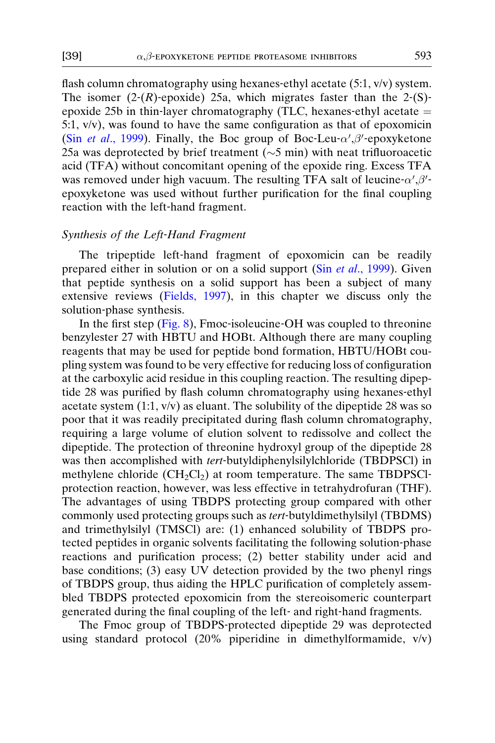flash column chromatography using hexanes-ethyl acetate (5:1, v/v) system. The isomer (2-($R$)-epoxide) 25a, which migrates faster than the 2-(S)-epoxide 25b in thin-layer chromatography (TLC, hexanes-ethyl acetate = 5:1, v/v), was found to have the same configuration as that of epoxomicin (Sin *et al*., 1999). Finally, the Boc group of Boc-Leu-$\alpha',\beta'$-epoxyketone 25a was deprotected by brief treatment (~5 min) with neat trifluoroacetic acid (TFA) without concomitant opening of the epoxide ring. Excess TFA was removed under high vacuum. The resulting TFA salt of leucine-$\alpha',\beta'$-epoxyketone was used without further purification for the final coupling reaction with the left-hand fragment.

*Synthesis of the Left-Hand Fragment*

The tripeptide left-hand fragment of epoxomicin can be readily prepared either in solution or on a solid support (Sin *et al*., 1999). Given that peptide synthesis on a solid support has been a subject of many extensive reviews (Fields, 1997), in this chapter we discuss only the solution-phase synthesis.

In the first step (Fig. 8), Fmoc-isoleucine-OH was coupled to threonine benzylester 27 with HBTU and HOBt. Although there are many coupling reagents that may be used for peptide bond formation, HBTU/HOBt coupling system was found to be very effective for reducing loss of configuration at the carboxylic acid residue in this coupling reaction. The resulting dipeptide 28 was purified by flash column chromatography using hexanes-ethyl acetate system (1:1, v/v) as eluant. The solubility of the dipeptide 28 was so poor that it was readily precipitated during flash column chromatography, requiring a large volume of elution solvent to redissolve and collect the dipeptide. The protection of threonine hydroxyl group of the dipeptide 28 was then accomplished with *tert*-butyldiphenylsilylchloride (TBDPSCl) in methylene chloride ($CH_2Cl_2$) at room temperature. The same TBDPSCl-protection reaction, however, was less effective in tetrahydrofuran (THF). The advantages of using TBDPS protecting group compared with other commonly used protecting groups such as *tert*-butyldimethylsilyl (TBDMS) and trimethylsilyl (TMSCl) are: (1) enhanced solubility of TBDPS protected peptides in organic solvents facilitating the following solution-phase reactions and purification process; (2) better stability under acid and base conditions; (3) easy UV detection provided by the two phenyl rings of TBDPS group, thus aiding the HPLC purification of completely assembled TBDPS protected epoxomicin from the stereoisomeric counterpart generated during the final coupling of the left- and right-hand fragments.

The Fmoc group of TBDPS-protected dipeptide 29 was deprotected using standard protocol (20% piperidine in dimethylformamide, v/v)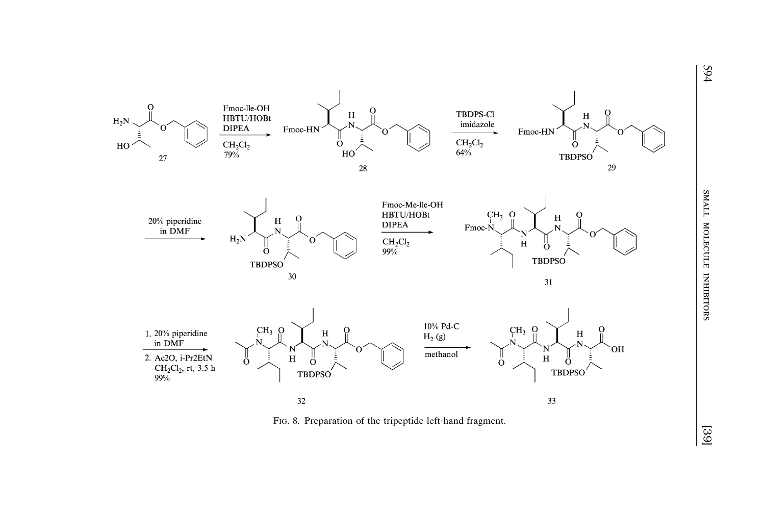Fig. 8. Preparation of the tripeptide left-hand fragment.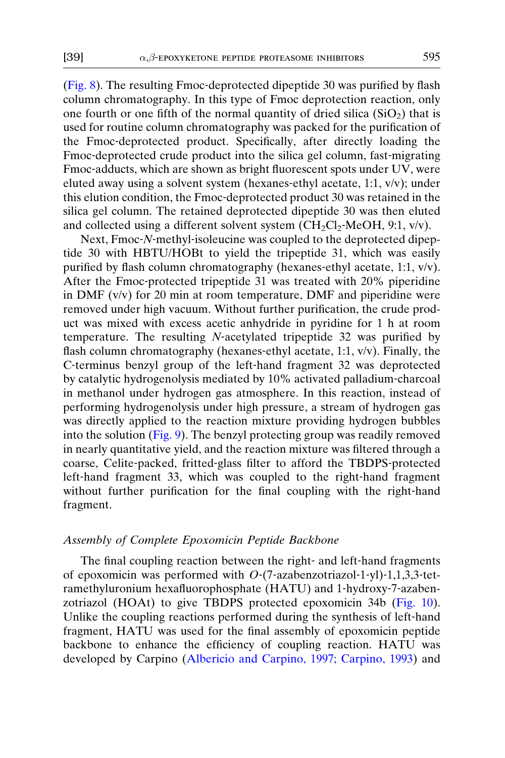(Fig. 8). The resulting Fmoc-deprotected dipeptide 30 was purified by flash column chromatography. In this type of Fmoc deprotection reaction, only one fourth or one fifth of the normal quantity of dried silica ($SiO_2$) that is used for routine column chromatography was packed for the purification of the Fmoc-deprotected product. Specifically, after directly loading the Fmoc-deprotected crude product into the silica gel column, fast-migrating Fmoc-adducts, which are shown as bright fluorescent spots under UV, were eluted away using a solvent system (hexanes-ethyl acetate, 1:1, v/v); under this elution condition, the Fmoc-deprotected product 30 was retained in the silica gel column. The retained deprotected dipeptide 30 was then eluted and collected using a different solvent system ($CH_2Cl_2$-MeOH, 9:1, v/v).

Next, Fmoc-*N*-methyl-isoleucine was coupled to the deprotected dipeptide 30 with HBTU/HOBt to yield the tripeptide 31, which was easily purified by flash column chromatography (hexanes-ethyl acetate, 1:1, v/v). After the Fmoc-protected tripeptide 31 was treated with 20% piperidine in DMF (v/v) for 20 min at room temperature, DMF and piperidine were removed under high vacuum. Without further purification, the crude product was mixed with excess acetic anhydride in pyridine for 1 h at room temperature. The resulting *N*-acetylated tripeptide 32 was purified by flash column chromatography (hexanes-ethyl acetate, 1:1, v/v). Finally, the C-terminus benzyl group of the left-hand fragment 32 was deprotected by catalytic hydrogenolysis mediated by 10% activated palladium-charcoal in methanol under hydrogen gas atmosphere. In this reaction, instead of performing hydrogenolysis under high pressure, a stream of hydrogen gas was directly applied to the reaction mixture providing hydrogen bubbles into the solution (Fig. 9). The benzyl protecting group was readily removed in nearly quantitative yield, and the reaction mixture was filtered through a coarse, Celite-packed, fritted-glass filter to afford the TBDPS-protected left-hand fragment 33, which was coupled to the right-hand fragment without further purification for the final coupling with the right-hand fragment.

### *Assembly of Complete Epoxomicin Peptide Backbone*

The final coupling reaction between the right- and left-hand fragments of epoxomicin was performed with *O*-(7-azabenzotriazol-1-yl)-1,1,3,3-tetramethyluronium hexafluorophosphate (HATU) and 1-hydroxy-7-azabenzotriazol (HOAt) to give TBDPS protected epoxomicin 34b (Fig. 10). Unlike the coupling reactions performed during the synthesis of left-hand fragment, HATU was used for the final assembly of epoxomicin peptide backbone to enhance the efficiency of coupling reaction. HATU was developed by Carpino (Albericio and Carpino, 1997; Carpino, 1993) and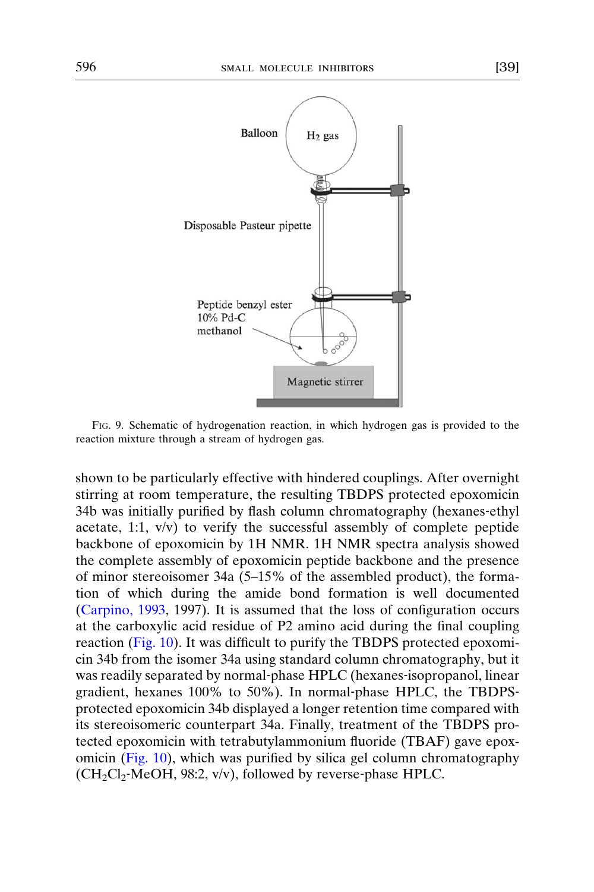FIG. 9. Schematic of hydrogenation reaction, in which hydrogen gas is provided to the reaction mixture through a stream of hydrogen gas.

shown to be particularly effective with hindered couplings. After overnight stirring at room temperature, the resulting TBDPS protected epoxomicin 34b was initially purified by flash column chromatography (hexanes-ethyl acetate, 1:1, v/v) to verify the successful assembly of complete peptide backbone of epoxomicin by 1H NMR. 1H NMR spectra analysis showed the complete assembly of epoxomicin peptide backbone and the presence of minor stereoisomer 34a (5–15% of the assembled product), the formation of which during the amide bond formation is well documented (Carpino, 1993, 1997). It is assumed that the loss of configuration occurs at the carboxylic acid residue of P2 amino acid during the final coupling reaction (Fig. 10). It was difficult to purify the TBDPS protected epoxomicin 34b from the isomer 34a using standard column chromatography, but it was readily separated by normal-phase HPLC (hexanes-isopropanol, linear gradient, hexanes 100% to 50%). In normal-phase HPLC, the TBDPS-protected epoxomicin 34b displayed a longer retention time compared with its stereoisomeric counterpart 34a. Finally, treatment of the TBDPS protected epoxomicin with tetrabutylammonium fluoride (TBAF) gave epoxomicin (Fig. 10), which was purified by silica gel column chromatography ($CH_2Cl_2$-MeOH, 98:2, v/v), followed by reverse-phase HPLC.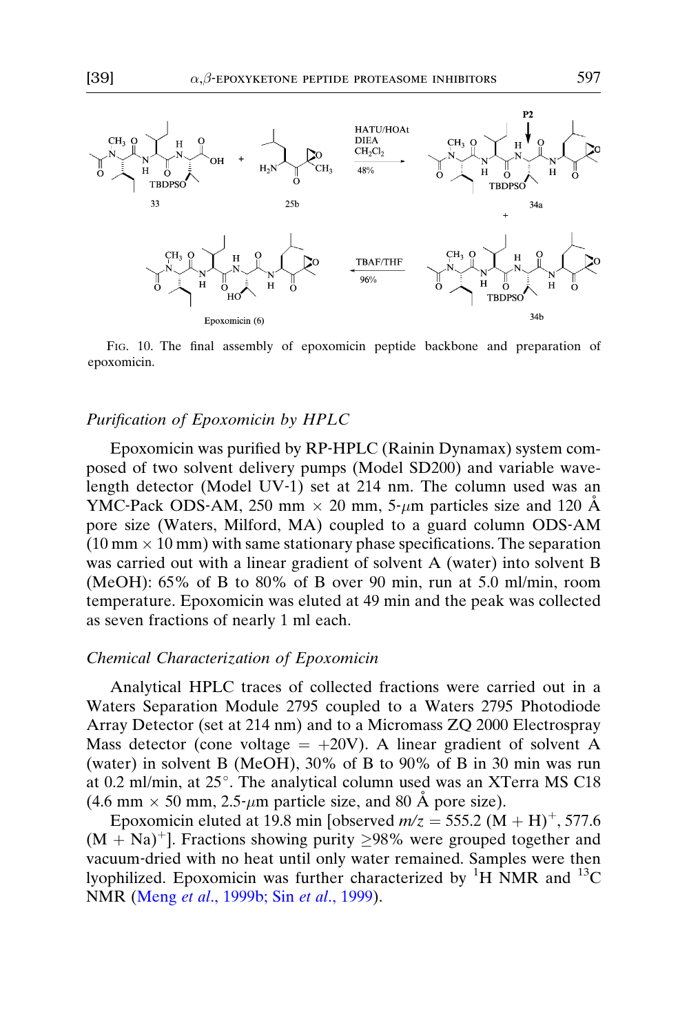FIG. 10. The final assembly of epoxomicin peptide backbone and preparation of epoxomicin.

### Purification of Epoxomicin by HPLC

Epoxomicin was purified by RP-HPLC (Rainin Dynamax) system composed of two solvent delivery pumps (Model SD200) and variable wavelength detector (Model UV-1) set at 214 nm. The column used was an YMC-Pack ODS-AM, 250 mm × 20 mm, 5-$\mu$m particles size and 120 Å pore size (Waters, Milford, MA) coupled to a guard column ODS-AM (10 mm × 10 mm) with same stationary phase specifications. The separation was carried out with a linear gradient of solvent A (water) into solvent B (MeOH): 65% of B to 80% of B over 90 min, run at 5.0 ml/min, room temperature. Epoxomicin was eluted at 49 min and the peak was collected as seven fractions of nearly 1 ml each.

### Chemical Characterization of Epoxomicin

Analytical HPLC traces of collected fractions were carried out in a Waters Separation Module 2795 coupled to a Waters 2795 Photodiode Array Detector (set at 214 nm) and to a Micromass ZQ 2000 Electrospray Mass detector (cone voltage = +20V). A linear gradient of solvent A (water) in solvent B (MeOH), 30% of B to 90% of B in 30 min was run at 0.2 ml/min, at 25°. The analytical column used was an XTerra MS C18 (4.6 mm × 50 mm, 2.5-$\mu$m particle size, and 80 Å pore size).

Epoxomicin eluted at 19.8 min [observed $m/z$ = 555.2 $(M + H)^+$, 577.6 $(M + Na)^+$]. Fractions showing purity ≥98% were grouped together and vacuum-dried with no heat until only water remained. Samples were then lyophilized. Epoxomicin was further characterized by $^{1}$H NMR and $^{13}$C NMR (Meng *et al.*, 1999b; Sin *et al.*, 1999).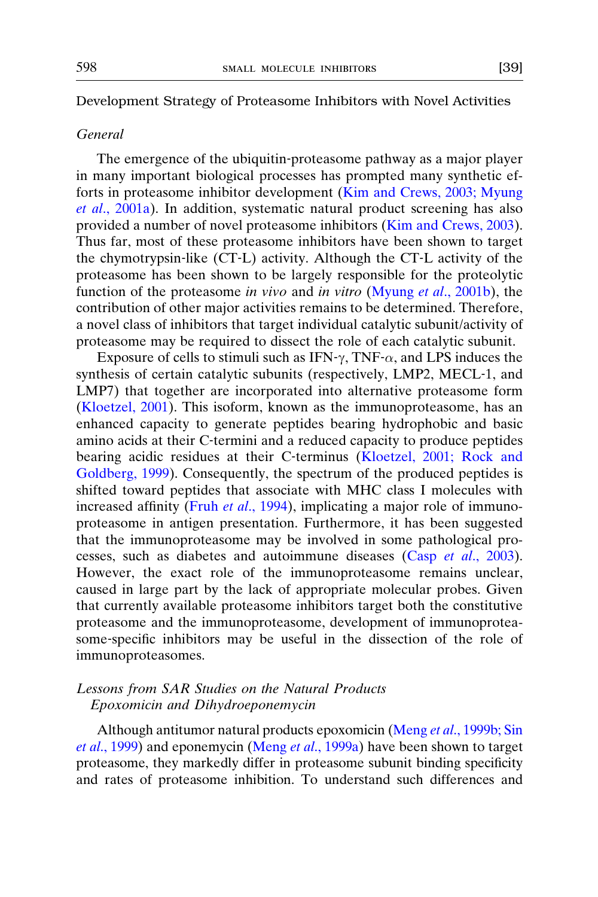## Development Strategy of Proteasome Inhibitors with Novel Activities

### *General*

The emergence of the ubiquitin-proteasome pathway as a major player in many important biological processes has prompted many synthetic efforts in proteasome inhibitor development (Kim and Crews, 2003; Myung *et al*., 2001a). In addition, systematic natural product screening has also provided a number of novel proteasome inhibitors (Kim and Crews, 2003). Thus far, most of these proteasome inhibitors have been shown to target the chymotrypsin-like (CT-L) activity. Although the CT-L activity of the proteasome has been shown to be largely responsible for the proteolytic function of the proteasome *in vivo* and *in vitro* (Myung *et al*., 2001b), the contribution of other major activities remains to be determined. Therefore, a novel class of inhibitors that target individual catalytic subunit/activity of proteasome may be required to dissect the role of each catalytic subunit.

Exposure of cells to stimuli such as IFN-$\gamma$, TNF-$\alpha$, and LPS induces the synthesis of certain catalytic subunits (respectively, LMP2, MECL-1, and LMP7) that together are incorporated into alternative proteasome form (Kloetzel, 2001). This isoform, known as the immunoproteasome, has an enhanced capacity to generate peptides bearing hydrophobic and basic amino acids at their C-termini and a reduced capacity to produce peptides bearing acidic residues at their C-terminus (Kloetzel, 2001; Rock and Goldberg, 1999). Consequently, the spectrum of the produced peptides is shifted toward peptides that associate with MHC class I molecules with increased affinity (Fruh *et al*., 1994), implicating a major role of immunoproteasome in antigen presentation. Furthermore, it has been suggested that the immunoproteasome may be involved in some pathological processes, such as diabetes and autoimmune diseases (Casp *et al*., 2003). However, the exact role of the immunoproteasome remains unclear, caused in large part by the lack of appropriate molecular probes. Given that currently available proteasome inhibitors target both the constitutive proteasome and the immunoproteasome, development of immunoproteasome-specific inhibitors may be useful in the dissection of the role of immunoproteasomes.

### *Lessons from SAR Studies on the Natural Products Epoxomicin and Dihydroeponemycin*

Although antitumor natural products epoxomicin (Meng *et al*., 1999b; Sin *et al*., 1999) and eponemycin (Meng *et al*., 1999a) have been shown to target proteasome, they markedly differ in proteasome subunit binding specificity and rates of proteasome inhibition. To understand such differences and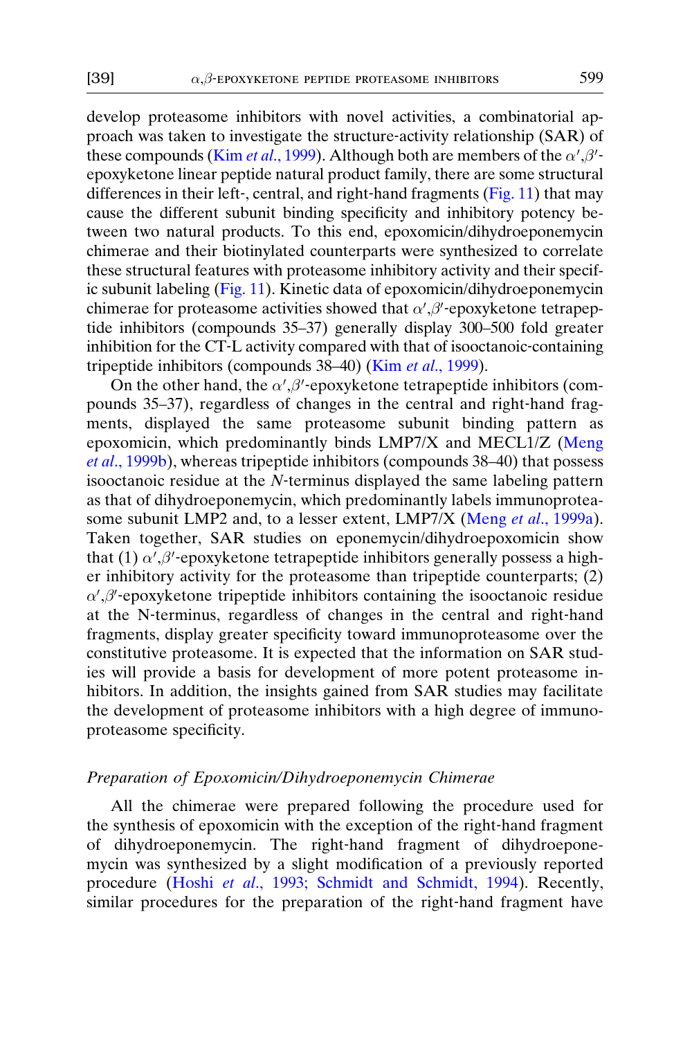develop proteasome inhibitors with novel activities, a combinatorial approach was taken to investigate the structure-activity relationship (SAR) of these compounds (Kim *et al.*, 1999). Although both are members of the $\alpha',\beta'$-epoxyketone linear peptide natural product family, there are some structural differences in their left-, central, and right-hand fragments (Fig. 11) that may cause the different subunit binding specificity and inhibitory potency between two natural products. To this end, epoxomicin/dihydroeponemycin chimerae and their biotinylated counterparts were synthesized to correlate these structural features with proteasome inhibitory activity and their specific subunit labeling (Fig. 11). Kinetic data of epoxomicin/dihydroeponemycin chimerae for proteasome activities showed that $\alpha',\beta'$-epoxyketone tetrapeptide inhibitors (compounds 35–37) generally display 300–500 fold greater inhibition for the CT-L activity compared with that of isooctanoic-containing tripeptide inhibitors (compounds 38–40) (Kim *et al.*, 1999).

On the other hand, the $\alpha',\beta'$-epoxyketone tetrapeptide inhibitors (compounds 35–37), regardless of changes in the central and right-hand fragments, displayed the same proteasome subunit binding pattern as epoxomicin, which predominantly binds LMP7/X and MECL1/Z (Meng *et al.*, 1999b), whereas tripeptide inhibitors (compounds 38–40) that possess isooctanoic residue at the *N*-terminus displayed the same labeling pattern as that of dihydroeponemycin, which predominantly labels immunoproteasome subunit LMP2 and, to a lesser extent, LMP7/X (Meng *et al.*, 1999a). Taken together, SAR studies on eponemycin/dihydroepoxomicin show that (1) $\alpha',\beta'$-epoxyketone tetrapeptide inhibitors generally possess a higher inhibitory activity for the proteasome than tripeptide counterparts; (2) $\alpha',\beta'$-epoxyketone tripeptide inhibitors containing the isooctanoic residue at the N-terminus, regardless of changes in the central and right-hand fragments, display greater specificity toward immunoproteasome over the constitutive proteasome. It is expected that the information on SAR studies will provide a basis for development of more potent proteasome inhibitors. In addition, the insights gained from SAR studies may facilitate the development of proteasome inhibitors with a high degree of immunoproteasome specificity.

### *Preparation of Epoxomicin/Dihydroeponemycin Chimerae*

All the chimerae were prepared following the procedure used for the synthesis of epoxomicin with the exception of the right-hand fragment of dihydroeponemycin. The right-hand fragment of dihydroeponemycin was synthesized by a slight modification of a previously reported procedure (Hoshi *et al.*, 1993; Schmidt and Schmidt, 1994). Recently, similar procedures for the preparation of the right-hand fragment have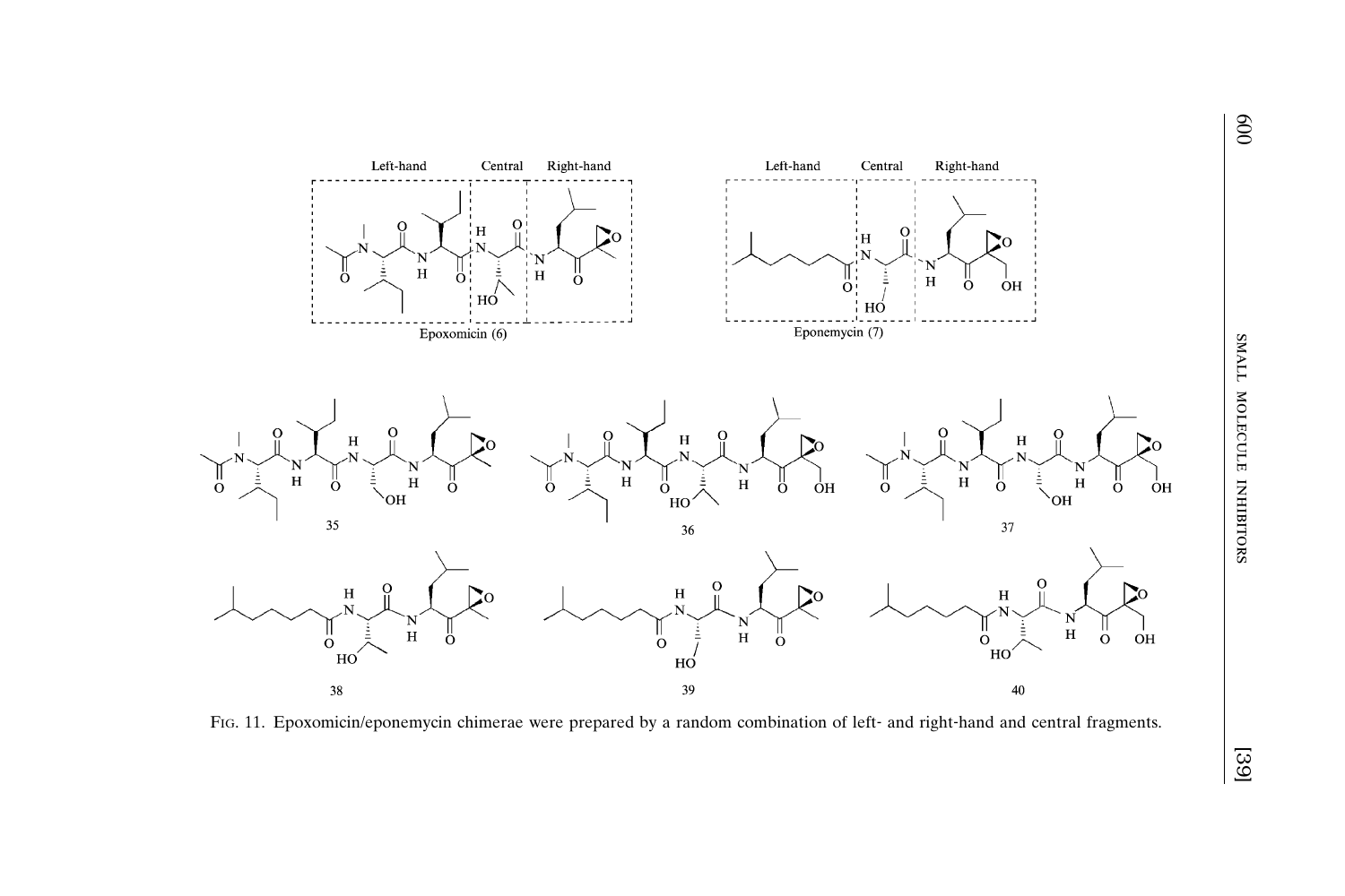Fig. 11. Epoxomicin/eponemycin chimerae were prepared by a random combination of left- and right-hand and central fragments.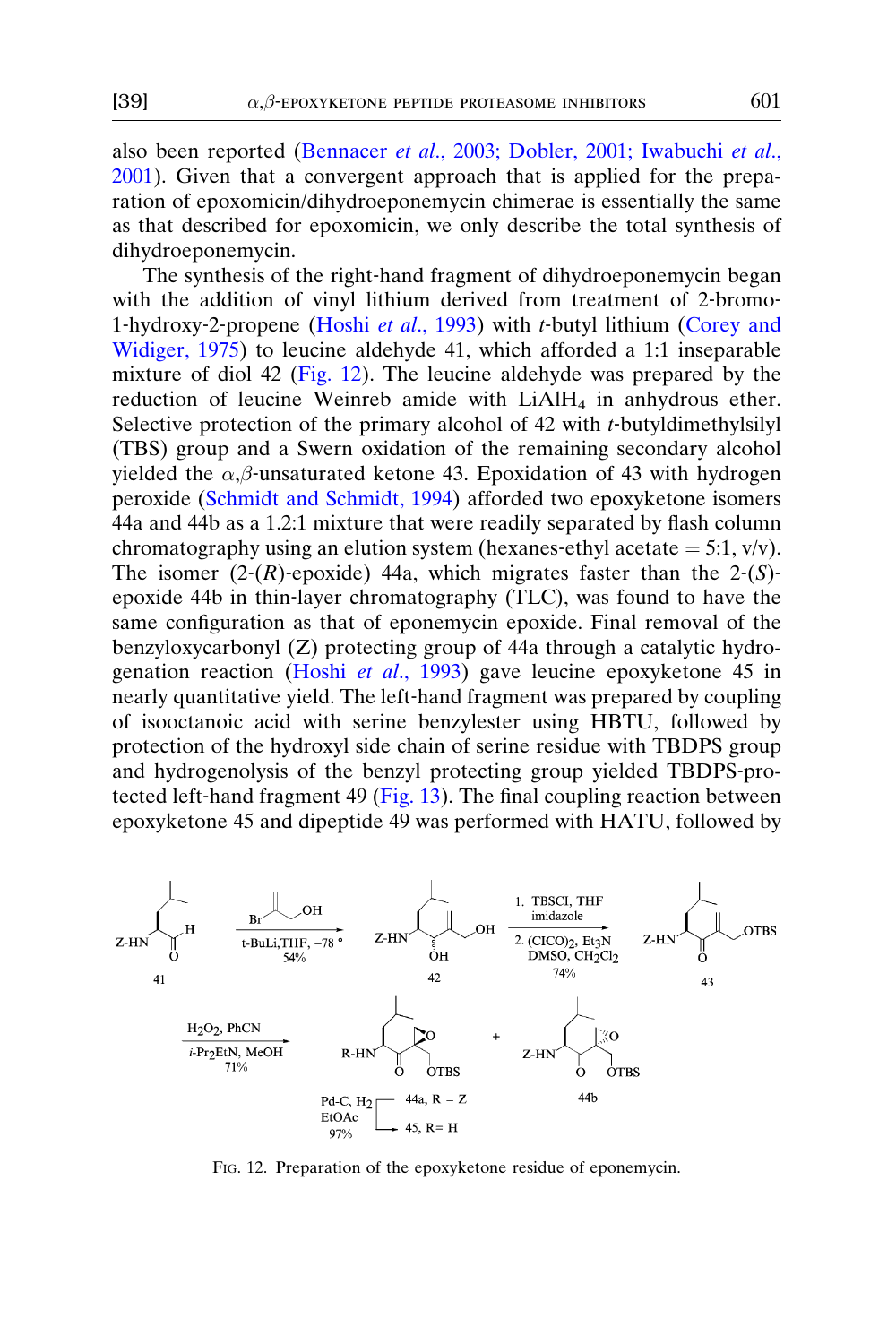also been reported (Bennacer *et al.*, 2003; Dobler, 2001; Iwabuchi *et al.*, 2001). Given that a convergent approach that is applied for the preparation of epoxomicin/dihydroeponemycin chimerae is essentially the same as that described for epoxomicin, we only describe the total synthesis of dihydroeponemycin.

The synthesis of the right-hand fragment of dihydroeponemycin began with the addition of vinyl lithium derived from treatment of 2-bromo-1-hydroxy-2-propene (Hoshi *et al.*, 1993) with *t*-butyl lithium (Corey and Widiger, 1975) to leucine aldehyde 41, which afforded a 1:1 inseparable mixture of diol 42 (Fig. 12). The leucine aldehyde was prepared by the reduction of leucine Weinreb amide with $LiAlH_4$ in anhydrous ether. Selective protection of the primary alcohol of 42 with *t*-butyldimethylsilyl (TBS) group and a Swern oxidation of the remaining secondary alcohol yielded the $\alpha,\beta$-unsaturated ketone 43. Epoxidation of 43 with hydrogen peroxide (Schmidt and Schmidt, 1994) afforded two epoxyketone isomers 44a and 44b as a 1.2:1 mixture that were readily separated by flash column chromatography using an elution system (hexanes-ethyl acetate = 5:1, v/v). The isomer (2-(*R*)-epoxide) 44a, which migrates faster than the 2-(*S*)-epoxide 44b in thin-layer chromatography (TLC), was found to have the same configuration as that of eponemycin epoxide. Final removal of the benzyloxycarbonyl (Z) protecting group of 44a through a catalytic hydrogenation reaction (Hoshi *et al.*, 1993) gave leucine epoxyketone 45 in nearly quantitative yield. The left-hand fragment was prepared by coupling of isooctanoic acid with serine benzylester using HBTU, followed by protection of the hydroxyl side chain of serine residue with TBDPS group and hydrogenolysis of the benzyl protecting group yielded TBDPS-protected left-hand fragment 49 (Fig. 13). The final coupling reaction between epoxyketone 45 and dipeptide 49 was performed with HATU, followed by

Fig. 12. Preparation of the epoxyketone residue of eponemycin.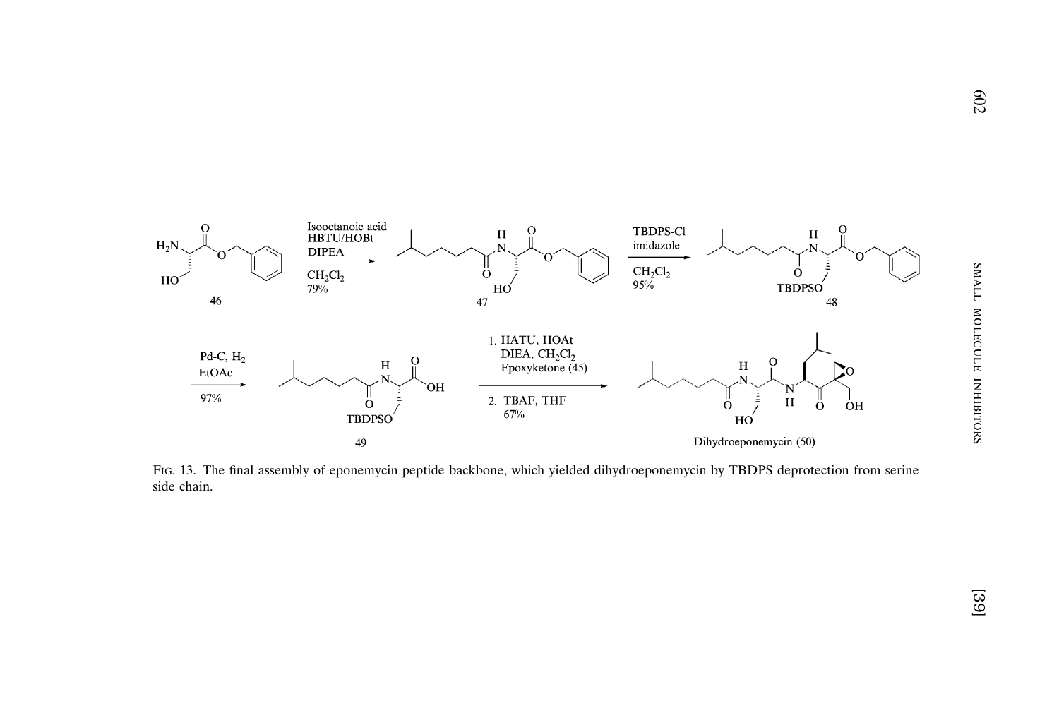Fig. 13. The final assembly of eponemycin peptide backbone, which yielded dihydroeponemycin by TBDPS deprotection from serine side chain.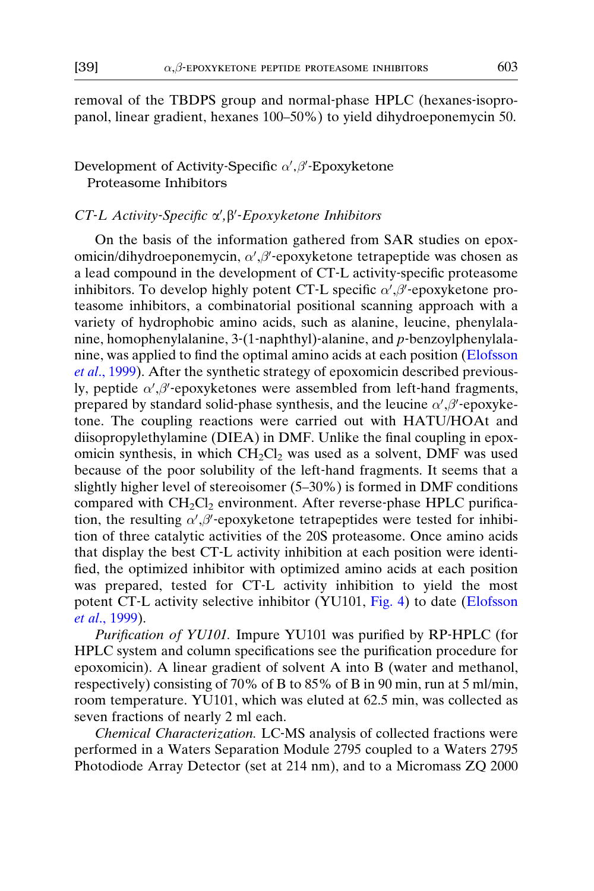removal of the TBDPS group and normal-phase HPLC (hexanes-isopropanol, linear gradient, hexanes 100–50%) to yield dihydroeponemycin 50.

## Development of Activity-Specific $\alpha',\beta'$-Epoxyketone Proteasome Inhibitors

### *CT-L Activity-Specific $\alpha',\beta'$-Epoxyketone Inhibitors*

On the basis of the information gathered from SAR studies on epoxomicin/dihydroeponemycin, $\alpha',\beta'$-epoxyketone tetrapeptide was chosen as a lead compound in the development of CT-L activity-specific proteasome inhibitors. To develop highly potent CT-L specific $\alpha',\beta'$-epoxyketone proteasome inhibitors, a combinatorial positional scanning approach with a variety of hydrophobic amino acids, such as alanine, leucine, phenylalanine, homophenylalanine, 3-(1-naphthyl)-alanine, and *p*-benzoylphenylalanine, was applied to find the optimal amino acids at each position (Elofsson *et al.*, 1999). After the synthetic strategy of epoxomicin described previously, peptide $\alpha',\beta'$-epoxyketones were assembled from left-hand fragments, prepared by standard solid-phase synthesis, and the leucine $\alpha',\beta'$-epoxyketone. The coupling reactions were carried out with HATU/HOAt and diisopropylethylamine (DIEA) in DMF. Unlike the final coupling in epoxomicin synthesis, in which $CH_2Cl_2$ was used as a solvent, DMF was used because of the poor solubility of the left-hand fragments. It seems that a slightly higher level of stereoisomer (5–30%) is formed in DMF conditions compared with $CH_2Cl_2$ environment. After reverse-phase HPLC purification, the resulting $\alpha',\beta'$-epoxyketone tetrapeptides were tested for inhibition of three catalytic activities of the 20S proteasome. Once amino acids that display the best CT-L activity inhibition at each position were identified, the optimized inhibitor with optimized amino acids at each position was prepared, tested for CT-L activity inhibition to yield the most potent CT-L activity selective inhibitor (YU101, Fig. 4) to date (Elofsson *et al.*, 1999).

*Purification of YU101.* Impure YU101 was purified by RP-HPLC (for HPLC system and column specifications see the purification procedure for epoxomicin). A linear gradient of solvent A into B (water and methanol, respectively) consisting of 70% of B to 85% of B in 90 min, run at 5 ml/min, room temperature. YU101, which was eluted at 62.5 min, was collected as seven fractions of nearly 2 ml each.

*Chemical Characterization.* LC-MS analysis of collected fractions were performed in a Waters Separation Module 2795 coupled to a Waters 2795 Photodiode Array Detector (set at 214 nm), and to a Micromass ZQ 2000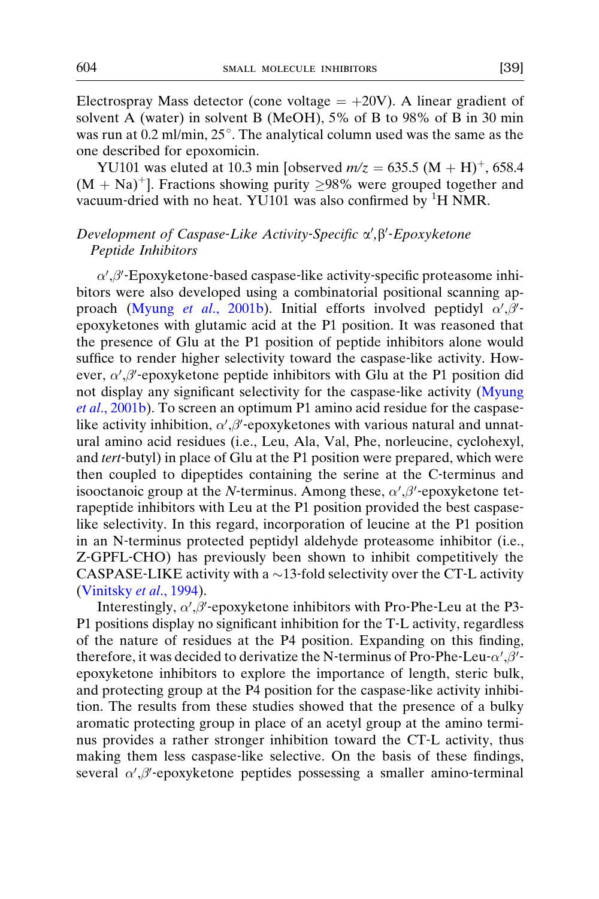Electrospray Mass detector (cone voltage = +20V). A linear gradient of solvent A (water) in solvent B (MeOH), 5% of B to 98% of B in 30 min was run at 0.2 ml/min, 25°. The analytical column used was the same as the one described for epoxomicin.

YU101 was eluted at 10.3 min [observed $m/z$ = 635.5 $(M + H)^+$, 658.4 $(M + Na)^+$]. Fractions showing purity ≥98% were grouped together and vacuum-dried with no heat. YU101 was also confirmed by $^1H$ NMR.

### *Development of Caspase-Like Activity-Specific α′,β′-Epoxyketone Peptide Inhibitors*

α′,β′-Epoxyketone-based caspase-like activity-specific proteasome inhibitors were also developed using a combinatorial positional scanning approach (Myung *et al.*, 2001b). Initial efforts involved peptidyl α′,β′-epoxyketones with glutamic acid at the P1 position. It was reasoned that the presence of Glu at the P1 position of peptide inhibitors alone would suffice to render higher selectivity toward the caspase-like activity. However, α′,β′-epoxyketone peptide inhibitors with Glu at the P1 position did not display any significant selectivity for the caspase-like activity (Myung *et al.*, 2001b). To screen an optimum P1 amino acid residue for the caspase-like activity inhibition, α′,β′-epoxyketones with various natural and unnatural amino acid residues (i.e., Leu, Ala, Val, Phe, norleucine, cyclohexyl, and *tert*-butyl) in place of Glu at the P1 position were prepared, which were then coupled to dipeptides containing the serine at the C-terminus and isooctanoic group at the *N*-terminus. Among these, α′,β′-epoxyketone tetrapeptide inhibitors with Leu at the P1 position provided the best caspase-like selectivity. In this regard, incorporation of leucine at the P1 position in an N-terminus protected peptidyl aldehyde proteasome inhibitor (i.e., Z-GPFL-CHO) has previously been shown to inhibit competitively the CASPASE-LIKE activity with a ~13-fold selectivity over the CT-L activity (Vinitsky *et al.*, 1994).

Interestingly, α′,β′-epoxyketone inhibitors with Pro-Phe-Leu at the P3-P1 positions display no significant inhibition for the T-L activity, regardless of the nature of residues at the P4 position. Expanding on this finding, therefore, it was decided to derivatize the N-terminus of Pro-Phe-Leu-α′,β′-epoxyketone inhibitors to explore the importance of length, steric bulk, and protecting group at the P4 position for the caspase-like activity inhibition. The results from these studies showed that the presence of a bulky aromatic protecting group in place of an acetyl group at the amino terminus provides a rather stronger inhibition toward the CT-L activity, thus making them less caspase-like selective. On the basis of these findings, several α′,β′-epoxyketone peptides possessing a smaller amino-terminal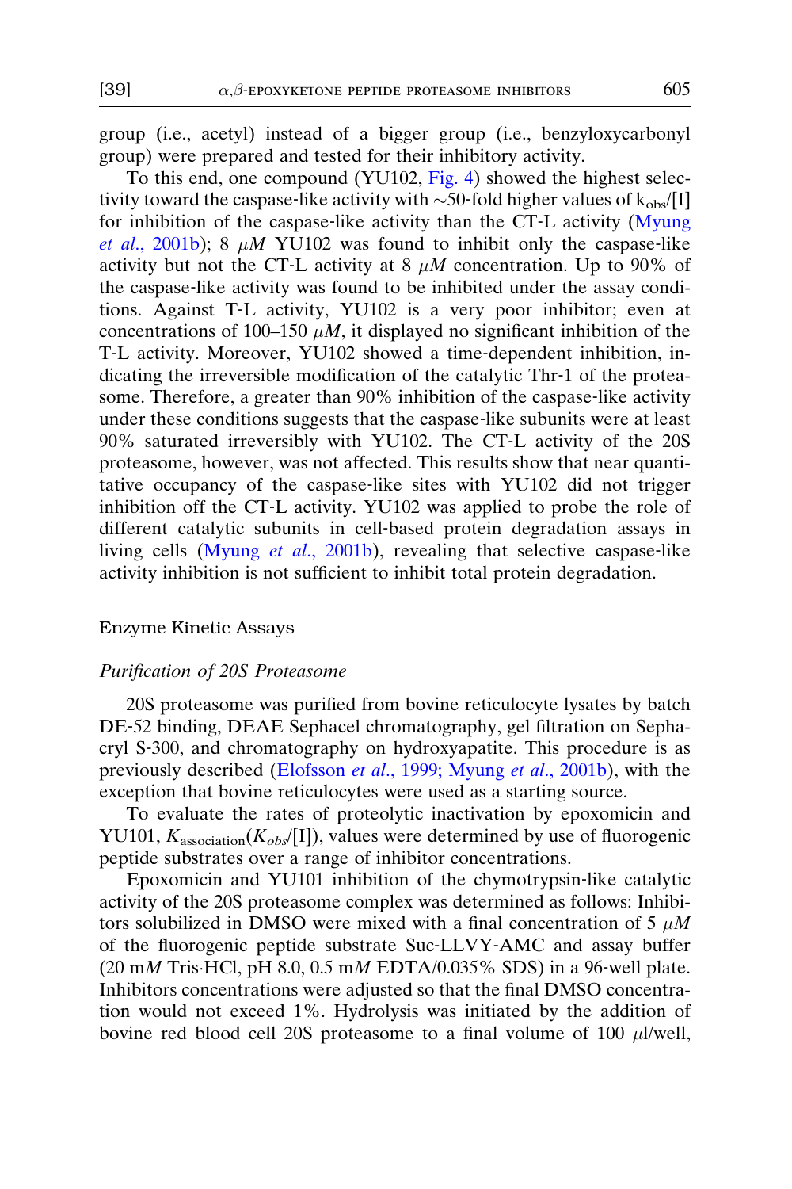group (i.e., acetyl) instead of a bigger group (i.e., benzyloxycarbonyl group) were prepared and tested for their inhibitory activity.

To this end, one compound (YU102, Fig. 4) showed the highest selectivity toward the caspase-like activity with ~50-fold higher values of $k_{obs}/[I]$ for inhibition of the caspase-like activity than the CT-L activity (Myung *et al.*, 2001b); 8 $\mu M$ YU102 was found to inhibit only the caspase-like activity but not the CT-L activity at 8 $\mu M$ concentration. Up to 90% of the caspase-like activity was found to be inhibited under the assay conditions. Against T-L activity, YU102 is a very poor inhibitor; even at concentrations of 100–150 $\mu M$, it displayed no significant inhibition of the T-L activity. Moreover, YU102 showed a time-dependent inhibition, indicating the irreversible modification of the catalytic Thr-1 of the proteasome. Therefore, a greater than 90% inhibition of the caspase-like activity under these conditions suggests that the caspase-like subunits were at least 90% saturated irreversibly with YU102. The CT-L activity of the 20S proteasome, however, was not affected. This results show that near quantitative occupancy of the caspase-like sites with YU102 did not trigger inhibition off the CT-L activity. YU102 was applied to probe the role of different catalytic subunits in cell-based protein degradation assays in living cells (Myung *et al.*, 2001b), revealing that selective caspase-like activity inhibition is not sufficient to inhibit total protein degradation.

## Enzyme Kinetic Assays

### *Purification of 20S Proteasome*

20S proteasome was purified from bovine reticulocyte lysates by batch DE-52 binding, DEAE Sephacel chromatography, gel filtration on Sephacryl S-300, and chromatography on hydroxyapatite. This procedure is as previously described (Elofsson *et al.*, 1999; Myung *et al.*, 2001b), with the exception that bovine reticulocytes were used as a starting source.

To evaluate the rates of proteolytic inactivation by epoxomicin and YU101, $K_{\text{association}}(K_{obs}/[\text{I}])$, values were determined by use of fluorogenic peptide substrates over a range of inhibitor concentrations.

Epoxomicin and YU101 inhibition of the chymotrypsin-like catalytic activity of the 20S proteasome complex was determined as follows: Inhibitors solubilized in DMSO were mixed with a final concentration of 5 $\mu M$ of the fluorogenic peptide substrate Suc-LLVY-AMC and assay buffer (20 m$M$ Tris·HCl, pH 8.0, 0.5 m$M$ EDTA/0.035% SDS) in a 96-well plate. Inhibitors concentrations were adjusted so that the final DMSO concentration would not exceed 1%. Hydrolysis was initiated by the addition of bovine red blood cell 20S proteasome to a final volume of 100 $\mu$l/well,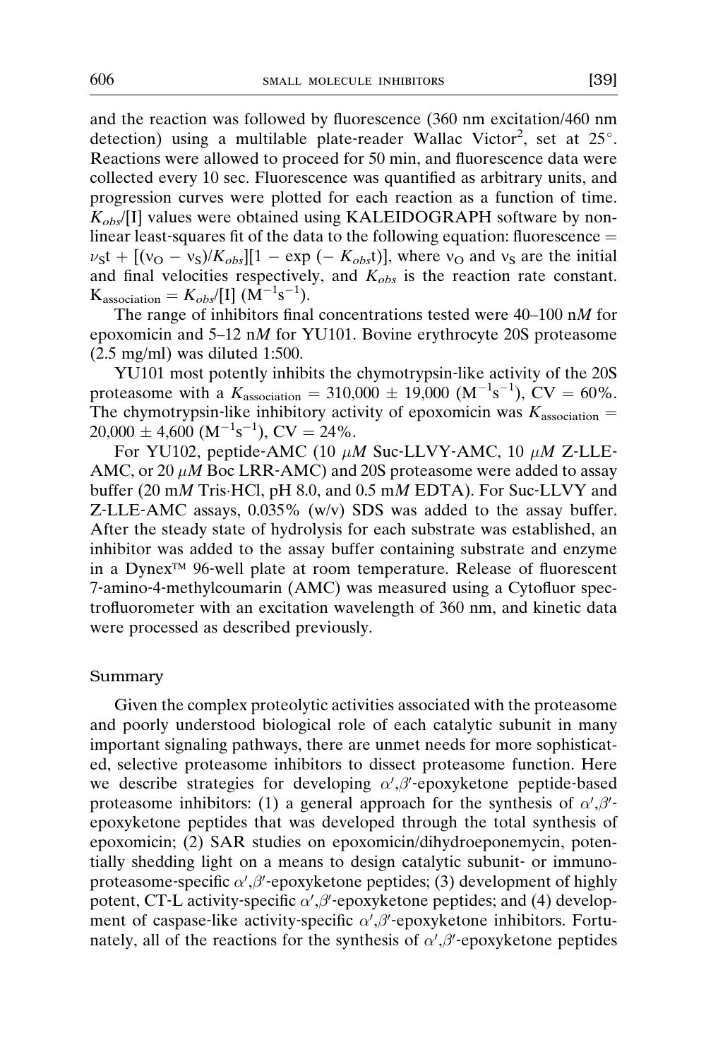and the reaction was followed by fluorescence (360 nm excitation/460 nm detection) using a multilable plate-reader Wallac Victor[2], set at 25°. Reactions were allowed to proceed for 50 min, and fluorescence data were collected every 10 sec. Fluorescence was quantified as arbitrary units, and progression curves were plotted for each reaction as a function of time. $K_{obs}$/[I] values were obtained using KALEIDOGRAPH software by nonlinear least-squares fit of the data to the following equation: fluorescence = $\nu_S t + [(\nu_O - \nu_S)/K_{obs}][1 - \exp(-K_{obs}t)]$, where $\nu_O$ and $\nu_S$ are the initial and final velocities respectively, and $K_{obs}$ is the reaction rate constant. $K_{association} = K_{obs}/[I]$ ($M^{-1}s^{-1}$).

The range of inhibitors final concentrations tested were 40–100 n*M* for epoxomicin and 5–12 n*M* for YU101. Bovine erythrocyte 20S proteasome (2.5 mg/ml) was diluted 1:500.

YU101 most potently inhibits the chymotrypsin-like activity of the 20S proteasome with a $K_{association}$ = 310,000 ± 19,000 ($M^{-1}s^{-1}$), CV = 60%. The chymotrypsin-like inhibitory activity of epoxomicin was $K_{association}$ = 20,000 ± 4,600 ($M^{-1}s^{-1}$), CV = 24%.

For YU102, peptide-AMC (10 μ*M* Suc-LLVY-AMC, 10 μ*M* Z-LLE-AMC, or 20 μ*M* Boc LRR-AMC) and 20S proteasome were added to assay buffer (20 m*M* Tris·HCl, pH 8.0, and 0.5 m*M* EDTA). For Suc-LLVY and Z-LLE-AMC assays, 0.035% (w/v) SDS was added to the assay buffer. After the steady state of hydrolysis for each substrate was established, an inhibitor was added to the assay buffer containing substrate and enzyme in a Dynex™ 96-well plate at room temperature. Release of fluorescent 7-amino-4-methylcoumarin (AMC) was measured using a Cytofluor spectrofluorometer with an excitation wavelength of 360 nm, and kinetic data were processed as described previously.

## Summary

Given the complex proteolytic activities associated with the proteasome and poorly understood biological role of each catalytic subunit in many important signaling pathways, there are unmet needs for more sophisticated, selective proteasome inhibitors to dissect proteasome function. Here we describe strategies for developing $\alpha',\beta'$-epoxyketone peptide-based proteasome inhibitors: (1) a general approach for the synthesis of $\alpha',\beta'$-epoxyketone peptides that was developed through the total synthesis of epoxomicin; (2) SAR studies on epoxomicin/dihydroeponemycin, potentially shedding light on a means to design catalytic subunit- or immunoproteasome-specific $\alpha',\beta'$-epoxyketone peptides; (3) development of highly potent, CT-L activity-specific $\alpha',\beta'$-epoxyketone peptides; and (4) development of caspase-like activity-specific $\alpha',\beta'$-epoxyketone inhibitors. Fortunately, all of the reactions for the synthesis of $\alpha',\beta'$-epoxyketone peptides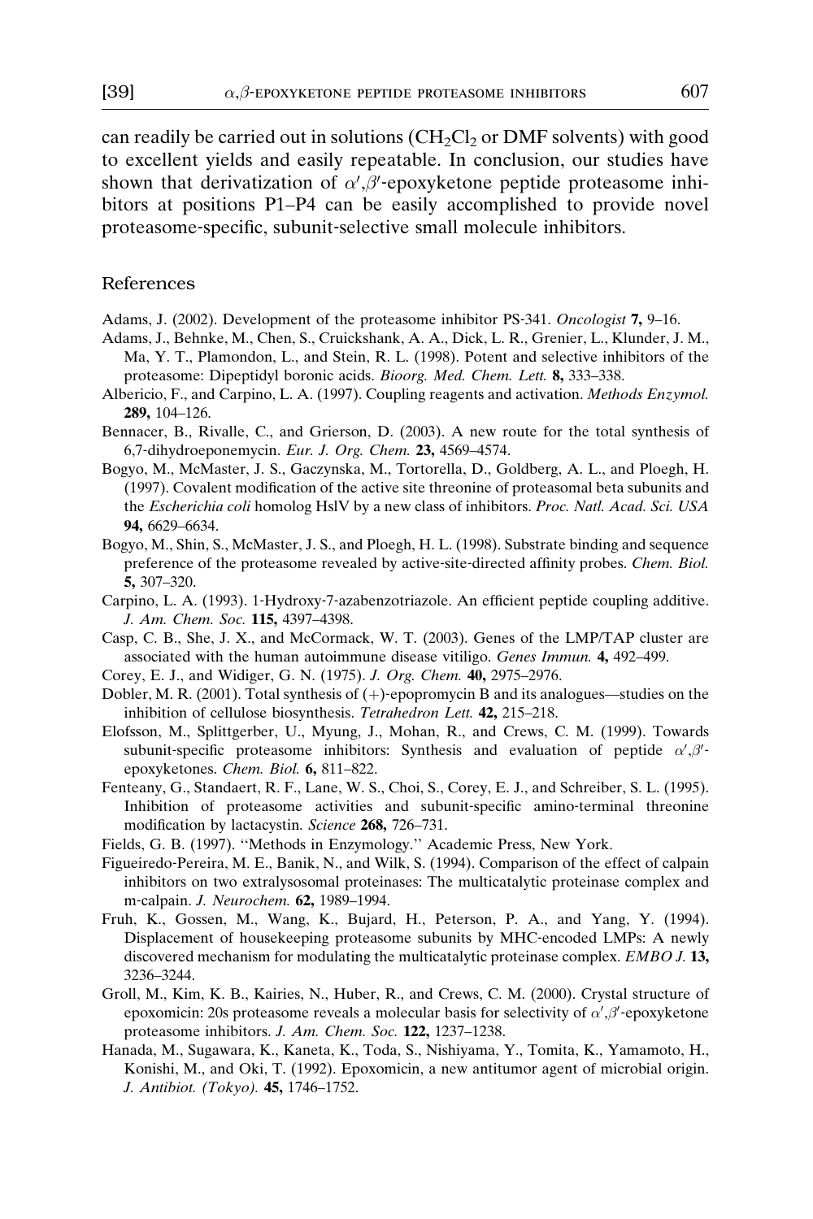can readily be carried out in solutions ($CH_2Cl_2$ or DMF solvents) with good to excellent yields and easily repeatable. In conclusion, our studies have shown that derivatization of $\alpha',\beta'$-epoxyketone peptide proteasome inhibitors at positions P1–P4 can be easily accomplished to provide novel proteasome-specific, subunit-selective small molecule inhibitors.

## References

Adams, J. (2002). Development of the proteasome inhibitor PS-341. *Oncologist* **7,** 9–16.

Adams, J., Behnke, M., Chen, S., Cruickshank, A. A., Dick, L. R., Grenier, L., Klunder, J. M., Ma, Y. T., Plamondon, L., and Stein, R. L. (1998). Potent and selective inhibitors of the proteasome: Dipeptidyl boronic acids. *Bioorg. Med. Chem. Lett.* **8,** 333–338.

Albericio, F., and Carpino, L. A. (1997). Coupling reagents and activation. *Methods Enzymol.* **289,** 104–126.

Bennacer, B., Rivalle, C., and Grierson, D. (2003). A new route for the total synthesis of 6,7-dihydroeponemycin. *Eur. J. Org. Chem.* **23,** 4569–4574.

Bogyo, M., McMaster, J. S., Gaczynska, M., Tortorella, D., Goldberg, A. L., and Ploegh, H. (1997). Covalent modification of the active site threonine of proteasomal beta subunits and the *Escherichia coli* homolog HslV by a new class of inhibitors. *Proc. Natl. Acad. Sci. USA* **94,** 6629–6634.

Bogyo, M., Shin, S., McMaster, J. S., and Ploegh, H. L. (1998). Substrate binding and sequence preference of the proteasome revealed by active-site-directed affinity probes. *Chem. Biol.* **5,** 307–320.

Carpino, L. A. (1993). 1-Hydroxy-7-azabenzotriazole. An efficient peptide coupling additive. *J. Am. Chem. Soc.* **115,** 4397–4398.

Casp, C. B., She, J. X., and McCormack, W. T. (2003). Genes of the LMP/TAP cluster are associated with the human autoimmune disease vitiligo. *Genes Immun.* **4,** 492–499.

Corey, E. J., and Widiger, G. N. (1975). *J. Org. Chem.* **40,** 2975–2976.

Dobler, M. R. (2001). Total synthesis of (+)-epopromycin B and its analogues—studies on the inhibition of cellulose biosynthesis. *Tetrahedron Lett.* **42,** 215–218.

Elofsson, M., Splittgerber, U., Myung, J., Mohan, R., and Crews, C. M. (1999). Towards subunit-specific proteasome inhibitors: Synthesis and evaluation of peptide $\alpha',\beta'$-epoxyketones. *Chem. Biol.* **6,** 811–822.

Fenteany, G., Standaert, R. F., Lane, W. S., Choi, S., Corey, E. J., and Schreiber, S. L. (1995). Inhibition of proteasome activities and subunit-specific amino-terminal threonine modification by lactacystin. *Science* **268,** 726–731.

Fields, G. B. (1997). ''Methods in Enzymology.'' Academic Press, New York.

Figueiredo-Pereira, M. E., Banik, N., and Wilk, S. (1994). Comparison of the effect of calpain inhibitors on two extralysosomal proteinases: The multicatalytic proteinase complex and m-calpain. *J. Neurochem.* **62,** 1989–1994.

Fruh, K., Gossen, M., Wang, K., Bujard, H., Peterson, P. A., and Yang, Y. (1994). Displacement of housekeeping proteasome subunits by MHC-encoded LMPs: A newly discovered mechanism for modulating the multicatalytic proteinase complex. *EMBO J.* **13,** 3236–3244.

Groll, M., Kim, K. B., Kairies, N., Huber, R., and Crews, C. M. (2000). Crystal structure of epoxomicin: 20s proteasome reveals a molecular basis for selectivity of $\alpha',\beta'$-epoxyketone proteasome inhibitors. *J. Am. Chem. Soc.* **122,** 1237–1238.

Hanada, M., Sugawara, K., Kaneta, K., Toda, S., Nishiyama, Y., Tomita, K., Yamamoto, H., Konishi, M., and Oki, T. (1992). Epoxomicin, a new antitumor agent of microbial origin. *J. Antibiot. (Tokyo).* **45,** 1746–1752.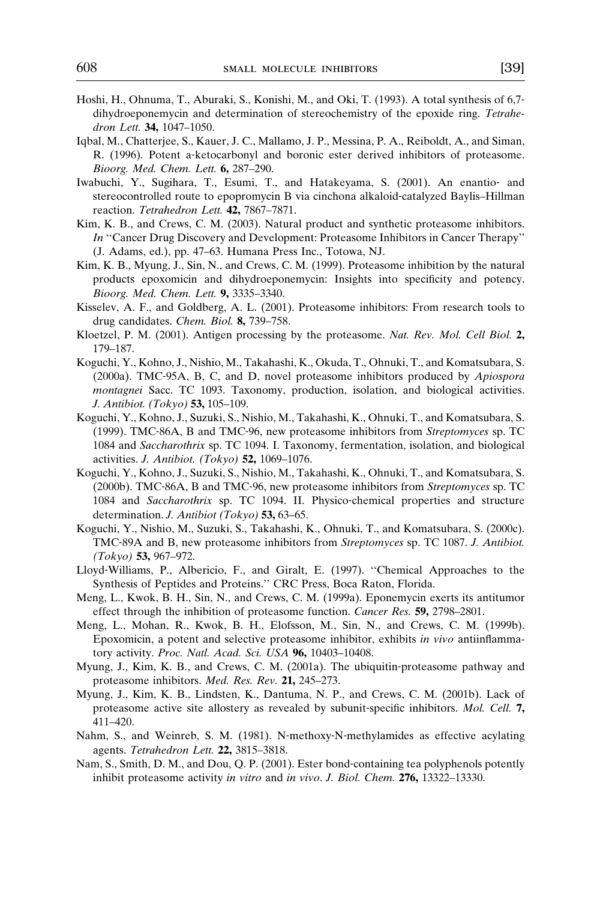Hoshi, H., Ohnuma, T., Aburaki, S., Konishi, M., and Oki, T. (1993). A total synthesis of 6,7-dihydroeponemycin and determination of stereochemistry of the epoxide ring. *Tetrahedron Lett.* **34,** 1047–1050.

Iqbal, M., Chatterjee, S., Kauer, J. C., Mallamo, J. P., Messina, P. A., Reiboldt, A., and Siman, R. (1996). Potent a-ketocarbonyl and boronic ester derived inhibitors of proteasome. *Bioorg. Med. Chem. Lett.* **6,** 287–290.

Iwabuchi, Y., Sugihara, T., Esumi, T., and Hatakeyama, S. (2001). An enantio- and stereocontrolled route to epopromycin B via cinchona alkaloid-catalyzed Baylis–Hillman reaction. *Tetrahedron Lett.* **42,** 7867–7871.

Kim, K. B., and Crews, C. M. (2003). Natural product and synthetic proteasome inhibitors. *In* ''Cancer Drug Discovery and Development: Proteasome Inhibitors in Cancer Therapy'' (J. Adams, ed.), pp. 47–63. Humana Press Inc., Totowa, NJ.

Kim, K. B., Myung, J., Sin, N., and Crews, C. M. (1999). Proteasome inhibition by the natural products epoxomicin and dihydroeponemycin: Insights into specificity and potency. *Bioorg. Med. Chem. Lett.* **9,** 3335–3340.

Kisselev, A. F., and Goldberg, A. L. (2001). Proteasome inhibitors: From research tools to drug candidates. *Chem. Biol.* **8,** 739–758.

Kloetzel, P. M. (2001). Antigen processing by the proteasome. *Nat. Rev. Mol. Cell Biol.* **2,** 179–187.

Koguchi, Y., Kohno, J., Nishio, M., Takahashi, K., Okuda, T., Ohnuki, T., and Komatsubara, S. (2000a). TMC-95A, B, C, and D, novel proteasome inhibitors produced by *Apiospora montagnei* Sacc. TC 1093. Taxonomy, production, isolation, and biological activities. *J. Antibiot. (Tokyo)* **53,** 105–109.

Koguchi, Y., Kohno, J., Suzuki, S., Nishio, M., Takahashi, K., Ohnuki, T., and Komatsubara, S. (1999). TMC-86A, B and TMC-96, new proteasome inhibitors from *Streptomyces* sp. TC 1084 and *Saccharothrix* sp. TC 1094. I. Taxonomy, fermentation, isolation, and biological activities. *J. Antibiot. (Tokyo)* **52,** 1069–1076.

Koguchi, Y., Kohno, J., Suzuki, S., Nishio, M., Takahashi, K., Ohnuki, T., and Komatsubara, S. (2000b). TMC-86A, B and TMC-96, new proteasome inhibitors from *Streptomyces* sp. TC 1084 and *Saccharothrix* sp. TC 1094. II. Physico-chemical properties and structure determination. *J. Antibiot (Tokyo)* **53,** 63–65.

Koguchi, Y., Nishio, M., Suzuki, S., Takahashi, K., Ohnuki, T., and Komatsubara, S. (2000c). TMC-89A and B, new proteasome inhibitors from *Streptomyces* sp. TC 1087. *J. Antibiot. (Tokyo)* **53,** 967–972.

Lloyd-Williams, P., Albericio, F., and Giralt, E. (1997). ''Chemical Approaches to the Synthesis of Peptides and Proteins.'' CRC Press, Boca Raton, Florida.

Meng, L., Kwok, B. H., Sin, N., and Crews, C. M. (1999a). Eponemycin exerts its antitumor effect through the inhibition of proteasome function. *Cancer Res.* **59,** 2798–2801.

Meng, L., Mohan, R., Kwok, B. H., Elofsson, M., Sin, N., and Crews, C. M. (1999b). Epoxomicin, a potent and selective proteasome inhibitor, exhibits *in vivo* antiinflammatory activity. *Proc. Natl. Acad. Sci. USA* **96,** 10403–10408.

Myung, J., Kim, K. B., and Crews, C. M. (2001a). The ubiquitin-proteasome pathway and proteasome inhibitors. *Med. Res. Rev.* **21,** 245–273.

Myung, J., Kim, K. B., Lindsten, K., Dantuma, N. P., and Crews, C. M. (2001b). Lack of proteasome active site allostery as revealed by subunit-specific inhibitors. *Mol. Cell.* **7,** 411–420.

Nahm, S., and Weinreb, S. M. (1981). N-methoxy-N-methylamides as effective acylating agents. *Tetrahedron Lett.* **22,** 3815–3818.

Nam, S., Smith, D. M., and Dou, Q. P. (2001). Ester bond-containing tea polyphenols potently inhibit proteasome activity *in vitro* and *in vivo*. *J. Biol. Chem.* **276,** 13322–13330.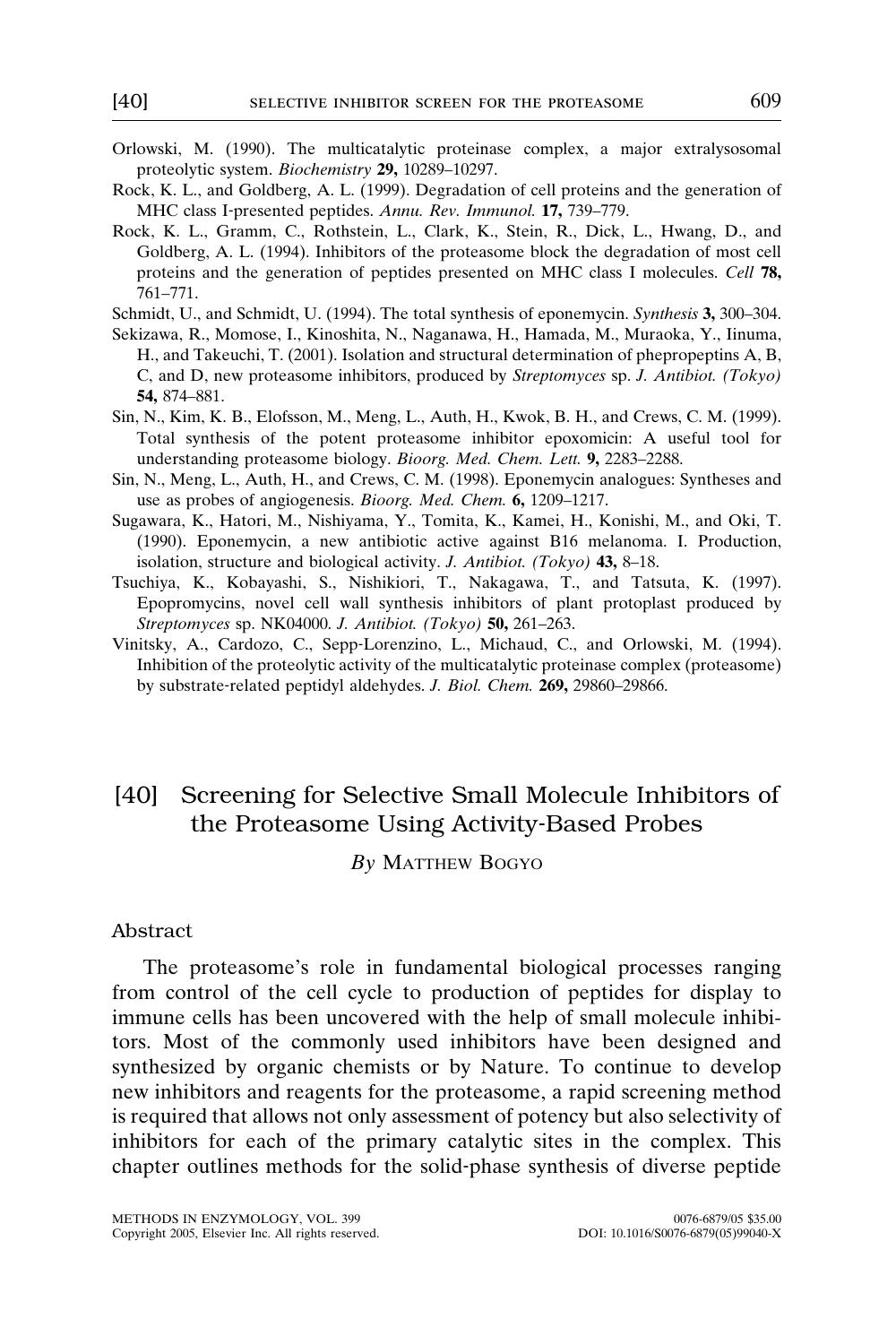Orlowski, M. (1990). The multicatalytic proteinase complex, a major extralysosomal proteolytic system. *Biochemistry* **29,** 10289–10297.

Rock, K. L., and Goldberg, A. L. (1999). Degradation of cell proteins and the generation of MHC class I-presented peptides. *Annu. Rev. Immunol.* **17,** 739–779.

Rock, K. L., Gramm, C., Rothstein, L., Clark, K., Stein, R., Dick, L., Hwang, D., and Goldberg, A. L. (1994). Inhibitors of the proteasome block the degradation of most cell proteins and the generation of peptides presented on MHC class I molecules. *Cell* **78,** 761–771.

Schmidt, U., and Schmidt, U. (1994). The total synthesis of eponemycin. *Synthesis* **3,** 300–304.

Sekizawa, R., Momose, I., Kinoshita, N., Naganawa, H., Hamada, M., Muraoka, Y., Iinuma, H., and Takeuchi, T. (2001). Isolation and structural determination of phepropeptins A, B, C, and D, new proteasome inhibitors, produced by *Streptomyces* sp. *J. Antibiot. (Tokyo)* **54,** 874–881.

Sin, N., Kim, K. B., Elofsson, M., Meng, L., Auth, H., Kwok, B. H., and Crews, C. M. (1999). Total synthesis of the potent proteasome inhibitor epoxomicin: A useful tool for understanding proteasome biology. *Bioorg. Med. Chem. Lett.* **9,** 2283–2288.

Sin, N., Meng, L., Auth, H., and Crews, C. M. (1998). Eponemycin analogues: Syntheses and use as probes of angiogenesis. *Bioorg. Med. Chem.* **6,** 1209–1217.

Sugawara, K., Hatori, M., Nishiyama, Y., Tomita, K., Kamei, H., Konishi, M., and Oki, T. (1990). Eponemycin, a new antibiotic active against B16 melanoma. I. Production, isolation, structure and biological activity. *J. Antibiot. (Tokyo)* **43,** 8–18.

Tsuchiya, K., Kobayashi, S., Nishikiori, T., Nakagawa, T., and Tatsuta, K. (1997). Epopromycins, novel cell wall synthesis inhibitors of plant protoplast produced by *Streptomyces* sp. NK04000. *J. Antibiot. (Tokyo)* **50,** 261–263.

Vinitsky, A., Cardozo, C., Sepp-Lorenzino, L., Michaud, C., and Orlowski, M. (1994). Inhibition of the proteolytic activity of the multicatalytic proteinase complex (proteasome) by substrate-related peptidyl aldehydes. *J. Biol. Chem.* **269,** 29860–29866.

# [40] Screening for Selective Small Molecule Inhibitors of the Proteasome Using Activity-Based Probes

*By* Matthew Bogyo

## Abstract

The proteasome's role in fundamental biological processes ranging from control of the cell cycle to production of peptides for display to immune cells has been uncovered with the help of small molecule inhibitors. Most of the commonly used inhibitors have been designed and synthesized by organic chemists or by Nature. To continue to develop new inhibitors and reagents for the proteasome, a rapid screening method is required that allows not only assessment of potency but also selectivity of inhibitors for each of the primary catalytic sites in the complex. This chapter outlines methods for the solid-phase synthesis of diverse peptide

METHODS IN ENZYMOLOGY, VOL. 399
Copyright 2005, Elsevier Inc. All rights reserved.
0076-6879/05 $35.00
DOI: 10.1016/S0076-6879(05)99040-X